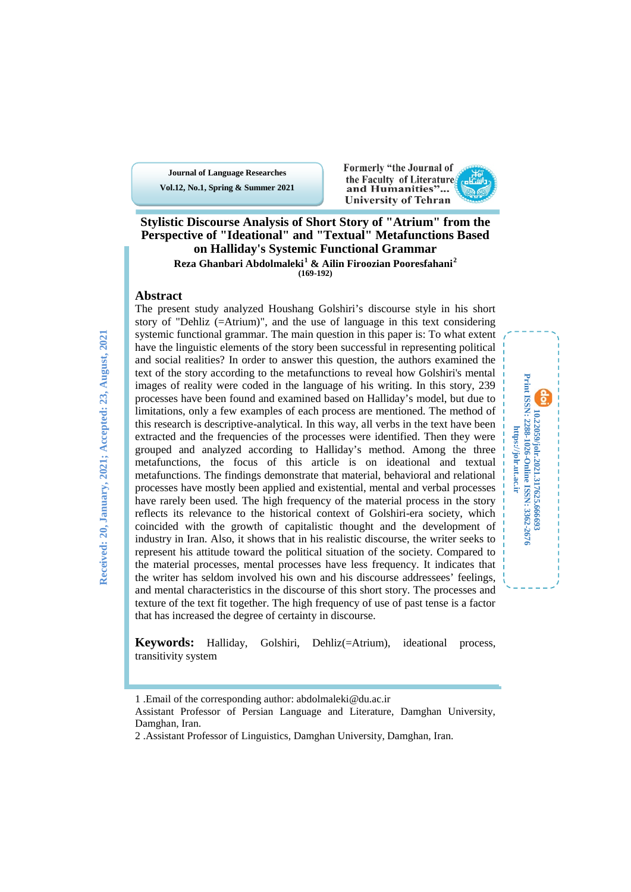Journal of Language Researches
Vol.12, No.1, Spring & Summer 2021

Formerly "the Journal of the Faculty of Literature and Humanities"... University of Tehran

# Stylistic Discourse Analysis of Short Story of "Atrium" from the Perspective of "Ideational" and "Textual" Metafunctions Based on Halliday's Systemic Functional Grammar

**Reza Ghanbari Abdolmaleki[1] & Ailin Firoozian Pooresfahani[2]**

**(169-192)**

Received: 20, January, 2021; Accepted: 23, August, 2021

10.22059/jolr.2021.317625.666693
Print ISSN: 2288-1026-Online ISSN: 3362-2676
https://jolr.ut.ac.ir

## Abstract

The present study analyzed Houshang Golshiri's discourse style in his short story of "Dehliz (=Atrium)", and the use of language in this text considering systemic functional grammar. The main question in this paper is: To what extent have the linguistic elements of the story been successful in representing political and social realities? In order to answer this question, the authors examined the text of the story according to the metafunctions to reveal how Golshiri's mental images of reality were coded in the language of his writing. In this story, 239 processes have been found and examined based on Halliday's model, but due to limitations, only a few examples of each process are mentioned. The method of this research is descriptive-analytical. In this way, all verbs in the text have been extracted and the frequencies of the processes were identified. Then they were grouped and analyzed according to Halliday's method. Among the three metafunctions, the focus of this article is on ideational and textual metafunctions. The findings demonstrate that material, behavioral and relational processes have mostly been applied and existential, mental and verbal processes have rarely been used. The high frequency of the material process in the story reflects its relevance to the historical context of Golshiri-era society, which coincided with the growth of capitalistic thought and the development of industry in Iran. Also, it shows that in his realistic discourse, the writer seeks to represent his attitude toward the political situation of the society. Compared to the material processes, mental processes have less frequency. It indicates that the writer has seldom involved his own and his discourse addressees' feelings, and mental characteristics in the discourse of this short story. The processes and texture of the text fit together. The high frequency of use of past tense is a factor that has increased the degree of certainty in discourse.

**Keywords:** Halliday, Golshiri, Dehliz(=Atrium), ideational process, transitivity system

---

1 .Email of the corresponding author: abdolmaleki@du.ac.ir
Assistant Professor of Persian Language and Literature, Damghan University, Damghan, Iran.

2 .Assistant Professor of Linguistics, Damghan University, Damghan, Iran.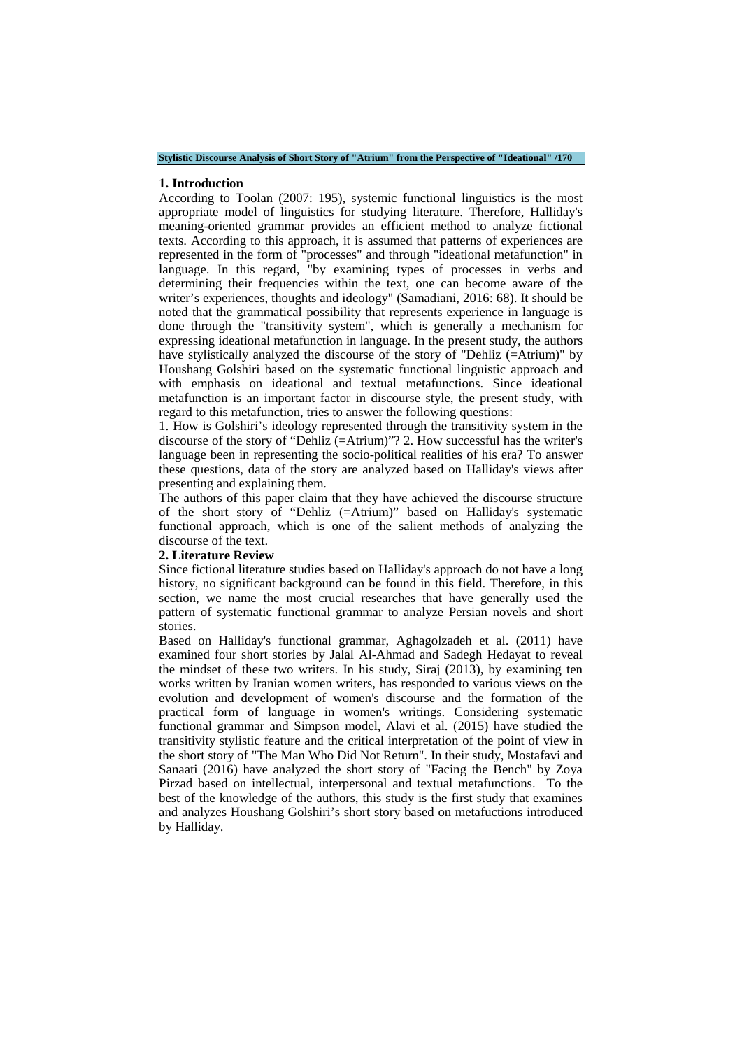## 1. Introduction

According to Toolan (2007: 195), systemic functional linguistics is the most appropriate model of linguistics for studying literature. Therefore, Halliday's meaning-oriented grammar provides an efficient method to analyze fictional texts. According to this approach, it is assumed that patterns of experiences are represented in the form of "processes" and through "ideational metafunction" in language. In this regard, "by examining types of processes in verbs and determining their frequencies within the text, one can become aware of the writer's experiences, thoughts and ideology" (Samadiani, 2016: 68). It should be noted that the grammatical possibility that represents experience in language is done through the "transitivity system", which is generally a mechanism for expressing ideational metafunction in language. In the present study, the authors have stylistically analyzed the discourse of the story of "Dehliz (=Atrium)" by Houshang Golshiri based on the systematic functional linguistic approach and with emphasis on ideational and textual metafunctions. Since ideational metafunction is an important factor in discourse style, the present study, with regard to this metafunction, tries to answer the following questions:

1. How is Golshiri's ideology represented through the transitivity system in the discourse of the story of "Dehliz (=Atrium)"? 2. How successful has the writer's language been in representing the socio-political realities of his era? To answer these questions, data of the story are analyzed based on Halliday's views after presenting and explaining them.

The authors of this paper claim that they have achieved the discourse structure of the short story of "Dehliz (=Atrium)" based on Halliday's systematic functional approach, which is one of the salient methods of analyzing the discourse of the text.

## 2. Literature Review

Since fictional literature studies based on Halliday's approach do not have a long history, no significant background can be found in this field. Therefore, in this section, we name the most crucial researches that have generally used the pattern of systematic functional grammar to analyze Persian novels and short stories.

Based on Halliday's functional grammar, Aghagolzadeh et al. (2011) have examined four short stories by Jalal Al-Ahmad and Sadegh Hedayat to reveal the mindset of these two writers. In his study, Siraj (2013), by examining ten works written by Iranian women writers, has responded to various views on the evolution and development of women's discourse and the formation of the practical form of language in women's writings. Considering systematic functional grammar and Simpson model, Alavi et al. (2015) have studied the transitivity stylistic feature and the critical interpretation of the point of view in the short story of "The Man Who Did Not Return". In their study, Mostafavi and Sanaati (2016) have analyzed the short story of "Facing the Bench" by Zoya Pirzad based on intellectual, interpersonal and textual metafunctions. To the best of the knowledge of the authors, this study is the first study that examines and analyzes Houshang Golshiri's short story based on metafuctions introduced by Halliday.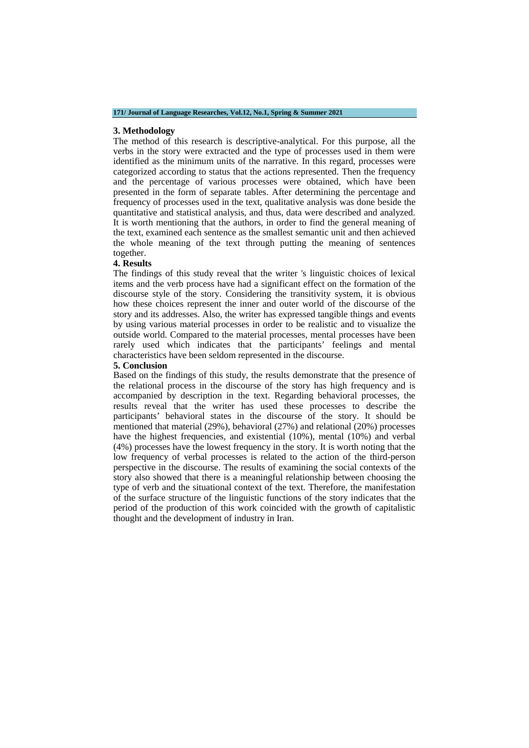## 3. Methodology

The method of this research is descriptive-analytical. For this purpose, all the verbs in the story were extracted and the type of processes used in them were identified as the minimum units of the narrative. In this regard, processes were categorized according to status that the actions represented. Then the frequency and the percentage of various processes were obtained, which have been presented in the form of separate tables. After determining the percentage and frequency of processes used in the text, qualitative analysis was done beside the quantitative and statistical analysis, and thus, data were described and analyzed. It is worth mentioning that the authors, in order to find the general meaning of the text, examined each sentence as the smallest semantic unit and then achieved the whole meaning of the text through putting the meaning of sentences together.

## 4. Results

The findings of this study reveal that the writer 's linguistic choices of lexical items and the verb process have had a significant effect on the formation of the discourse style of the story. Considering the transitivity system, it is obvious how these choices represent the inner and outer world of the discourse of the story and its addresses. Also, the writer has expressed tangible things and events by using various material processes in order to be realistic and to visualize the outside world. Compared to the material processes, mental processes have been rarely used which indicates that the participants' feelings and mental characteristics have been seldom represented in the discourse.

## 5. Conclusion

Based on the findings of this study, the results demonstrate that the presence of the relational process in the discourse of the story has high frequency and is accompanied by description in the text. Regarding behavioral processes, the results reveal that the writer has used these processes to describe the participants' behavioral states in the discourse of the story. It should be mentioned that material (29%), behavioral (27%) and relational (20%) processes have the highest frequencies, and existential (10%), mental (10%) and verbal (4%) processes have the lowest frequency in the story. It is worth noting that the low frequency of verbal processes is related to the action of the third-person perspective in the discourse. The results of examining the social contexts of the story also showed that there is a meaningful relationship between choosing the type of verb and the situational context of the text. Therefore, the manifestation of the surface structure of the linguistic functions of the story indicates that the period of the production of this work coincided with the growth of capitalistic thought and the development of industry in Iran.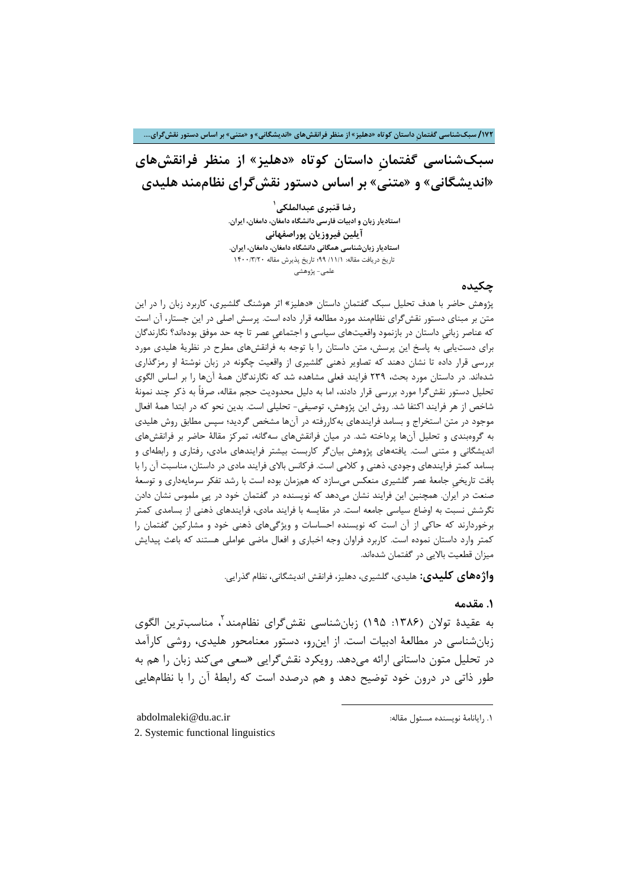# سبک‌شناسی گفتمانِ داستان کوتاه «دهلیز» از منظر فرانقش‌های «اندیشگانی» و «متنی» بر اساس دستور نقش‌گرای نظام‌مند هلیدی

**رضا قنبری عبدالملکی**[1]

**استادیار زبان و ادبیات فارسی دانشگاه دامغان، دامغان، ایران.**

**آیلین فیروزیان پوراصفهانی**

**استادیار زبان‌شناسی همگانی دانشگاه دامغان، دامغان، ایران.**

تاریخ دریافت مقاله: ۱۱/۱/ ۹۹؛ تاریخ پذیرش مقاله ۱۴۰۰/۳/۲۰

علمی- پژوهشی

## چکیده

پژوهش حاضر با هدف تحلیل سبک گفتمانِ داستان «دهلیز» اثر هوشنگ گلشیری، کاربرد زبان را در این متن بر مبنای دستور نقش‌گرای نظام‌مند مورد مطالعه قرار داده است. پرسش اصلی در این جستار، آن است که عناصر زبانیِ داستان در بازنمود واقعیت‌های سیاسی و اجتماعیِ عصر تا چه حد موفق بوده‌اند؟ نگارندگان برای دست‌یابی به پاسخ این پرسش، متن داستان را با توجه به فرانقش‌های مطرح در نظریهٔ هلیدی مورد بررسی قرار داده تا نشان دهند که تصاویر ذهنی گلشیری از واقعیت چگونه در زبان نوشتهٔ او رمزگذاری شده‌اند. در داستان مورد بحث، ۲۳۹ فرایند فعلی مشاهده شد که نگارندگان همهٔ آن‌ها را بر اساس الگوی تحلیل دستور نقش‌گرا مورد بررسی قرار دادند، اما به دلیل محدودیت حجم مقاله، صرفاً به ذکر چند نمونهٔ شاخص از هر فرایند اکتفا شد. روش این پژوهش، توصیفی- تحلیلی است. بدین نحو که در ابتدا همهٔ افعال موجود در متن استخراج و بسامد فرایندهای به‌کاررفته در آن‌ها مشخص گردید؛ سپس مطابق روش هلیدی به گروه‌بندی و تحلیل آن‌ها پرداخته شد. در میان فرانقش‌های سه‌گانه، تمرکز مقالهٔ حاضر بر فرانقش‌های اندیشگانی و متنی است. یافته‌های پژوهش بیان‌گر کاربست بیشتر فرایندهای مادی، رفتاری و رابطه‌ای و بسامد کمتر فرایندهای وجودی، ذهنی و کلامی است. فرکانس بالای فرایند مادی در داستان، مناسبت آن را با بافت تاریخیِ جامعهٔ عصر گلشیری منعکس می‌سازد که هم‌زمان بوده است با رشد تفکر سرمایه‌داری و توسعهٔ صنعت در ایران. همچنین این فرایند نشان می‌دهد که نویسنده در گفتمان خود در پیِ ملموس نشان دادن نگرشش نسبت به اوضاع سیاسی جامعه است. در مقایسه با فرایند مادی، فرایندهای ذهنی از بسامدی کمتر برخوردارند که حاکی از آن است که نویسنده احساسات و ویژگی‌های ذهنی خود و مشارکین گفتمان را کمتر وارد داستان نموده است. کاربرد فراوان وجه اخباری و افعال ماضی عواملی هستند که باعث پیدایش میزان قطعیت بالایی در گفتمان شده‌اند.

**واژه‌های کلیدی:** هلیدی، گلشیری، دهلیز، فرانقش اندیشگانی، نظام گذرایی.

### ۱. مقدمه

به عقیدهٔ تولان (۱۳۸۶: ۱۹۵) زبان‌شناسی نقش‌گرای نظام‌مند[2]، مناسب‌ترین الگوی زبان‌شناسی در مطالعهٔ ادبیات است. از این‌رو، دستور معنامحور هلیدی، روشی کارآمد در تحلیل متون داستانی ارائه می‌دهد. رویکرد نقش‌گرایی «سعی می‌کند زبان را هم به طور ذاتی در درون خود توضیح دهد و هم درصدد است که رابطهٔ آن را با نظام‌هایی

---

[1]. رایانامهٔ نویسنده مسئول مقاله: abdolmaleki@du.ac.ir

[2]. Systemic functional linguistics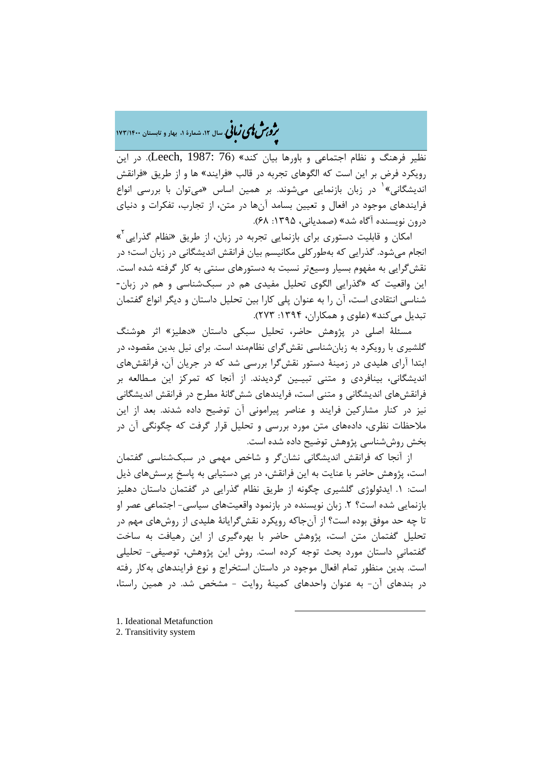نظیر فرهنگ و نظام اجتماعی و باورها بیان کند» (Leech, 1987: 76). در این رویکرد فرض بر این است که الگوهای تجربه در قالب «فرایند» ها و از طریق «فرانقش اندیشگانی»[1] در زبان بازنمایی می‌شوند. بر همین اساس «می‌توان با بررسی انواع فرایندهای موجود در افعال و تعیین بسامد آن‌ها در متن، از تجارب، تفکرات و دنیای درون نویسنده آگاه شد» (صمدیانی، ۱۳۹۵: ۶۸).

امکان و قابلیت دستوری برای بازنمایی تجربه در زبان، از طریق «نظام گذرایی[2]» انجام می‌شود. گذرایی که به‌طورکلی مکانیسم بیان فرانقش اندیشگانی در زبان است؛ در نقش‌گرایی به مفهوم بسیار وسیع‌تر نسبت به دستورهای سنتی به کار گرفته شده است. این واقعیت که «گذرایی الگوی تحلیل مفیدی هم در سبک‌شناسی و هم در زبان‌شناسی انتقادی است، آن را به عنوان پلی کارا بین تحلیل داستان و دیگر انواع گفتمان تبدیل می‌کند» (علوی و همکاران، ۱۳۹۴: ۲۷۳).

مسئلهٔ اصلی در پژوهش حاضر، تحلیل سبکی داستان «دهلیز» اثر هوشنگ گلشیری با رویکرد به زبان‌شناسی نقش‌گرای نظام‌مند است. برای نیل بدین مقصود، در ابتدا آرای هلیدی در زمینهٔ دستور نقش‌گرا بررسی شد که در جریان آن، فرانقش‌های اندیشگانی، بینافردی و متنی تبیین گردیدند. از آنجا که تمرکز این مطالعه بر فرانقش‌های اندیشگانی و متنی است، فرایندهای شش‌گانهٔ مطرح در فرانقش اندیشگانی نیز در کنار مشارکین فرایند و عناصر پیرامونی آن توضیح داده شدند. بعد از این ملاحظات نظری، داده‌های متن مورد بررسی و تحلیل قرار گرفت که چگونگی آن در بخش روش‌شناسی پژوهش توضیح داده شده است.

از آنجا که فرانقش اندیشگانی نشان‌گر و شاخص مهمی در سبک‌شناسی گفتمان است، پژوهش حاضر با عنایت به این فرانقش، در پیِ دستیابی به پاسخِ پرسش‌های ذیل است: ۱. ایدئولوژی گلشیری چگونه از طریق نظام گذرایی در گفتمان داستان دهلیز بازنمایی شده است؟ ۲. زبان نویسنده در بازنمود واقعیت‌های سیاسی- اجتماعی عصر او تا چه حد موفق بوده است؟ از آن‌جاکه رویکرد نقش‌گرایانهٔ هلیدی از روش‌های مهم در تحلیل گفتمان متن است، پژوهش حاضر با بهره‌گیری از این رهیافت به ساخت گفتمانیِ داستان مورد بحث توجه کرده است. روش این پژوهش، توصیفی- تحلیلی است. بدین منظور تمام افعال موجود در داستان استخراج و نوع فرایندهای به‌کار رفته در بندهای آن- به عنوان واحدهای کمینهٔ روایت - مشخص شد. در همین راستا،

---

1. Ideational Metafunction
2. Transitivity system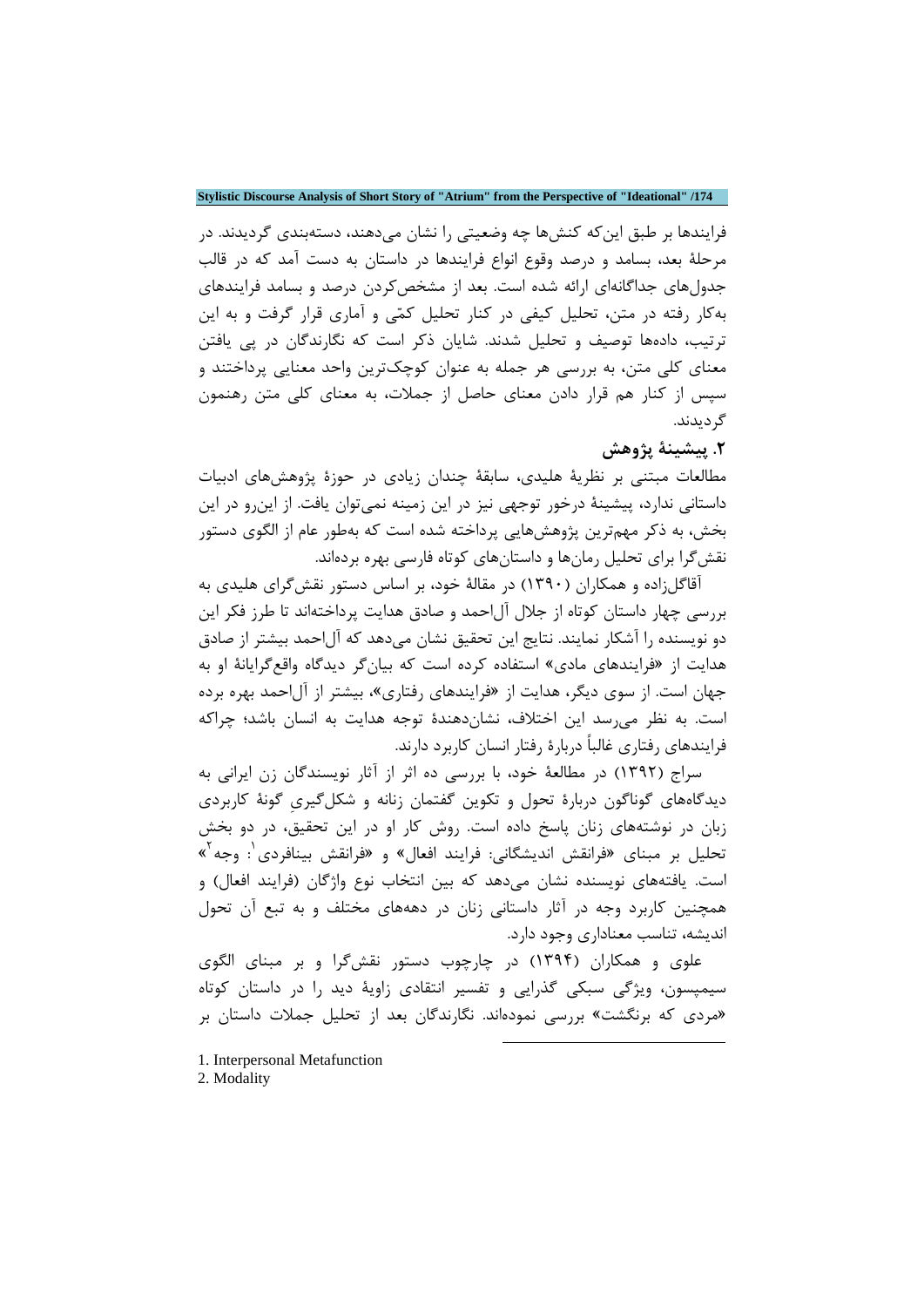فرایندها بر طبق این‌که کنش‌ها چه وضعیتی را نشان می‌دهند، دسته‌بندی گردیدند. در مرحلۀ بعد، بسامد و درصد وقوع انواع فرایندها در داستان به دست آمد که در قالب جدول‌های جداگانه‌ای ارائه شده است. بعد از مشخص‌کردن درصد و بسامد فرایندهای به‌کار رفته در متن، تحلیل کیفی در کنار تحلیل کمّی و آماری قرار گرفت و به این ترتیب، داده‌ها توصیف و تحلیل شدند. شایان ذکر است که نگارندگان در پی یافتن معنای کلی متن، به بررسی هر جمله به عنوان کوچک‌ترین واحد معنایی پرداختند و سپس از کنار هم قرار دادن معنای حاصل از جملات، به معنای کلی متن رهنمون گردیدند.

## ۲. پیشینۀ پژوهش

مطالعات مبتنی بر نظریۀ هلیدی، سابقۀ چندان زیادی در حوزۀ پژوهش‌های ادبیات داستانی ندارد، پیشینۀ درخور توجهی نیز در این زمینه نمی‌توان یافت. از این‌رو در این بخش، به ذکر مهم‌ترین پژوهش‌هایی پرداخته شده است که به‌طور عام از الگوی دستور نقش‌گرا برای تحلیل رمان‌ها و داستان‌های کوتاه فارسی بهره برده‌اند.

آقاگل‌زاده و همکاران (۱۳۹۰) در مقالۀ خود، بر اساس دستور نقش‌گرای هلیدی به بررسی چهار داستان کوتاه از جلال آل‌احمد و صادق هدایت پرداخته‌اند تا طرز فکر این دو نویسنده را آشکار نمایند. نتایج این تحقیق نشان می‌دهد که آل‌احمد بیشتر از صادق هدایت از «فرایندهای مادی» استفاده کرده است که بیان‌گر دیدگاه واقع‌گرایانۀ او به جهان است. از سوی دیگر، هدایت از «فرایندهای رفتاری»، بیشتر از آل‌احمد بهره برده است. به نظر می‌رسد این اختلاف، نشان‌دهندۀ توجه هدایت به انسان باشد؛ چراکه فرایندهای رفتاری غالباً دربارۀ رفتار انسان کاربرد دارند.

سراج (۱۳۹۲) در مطالعۀ خود، با بررسی ده اثر از آثار نویسندگان زن ایرانی به دیدگاه‌های گوناگون دربارۀ تحول و تکوین گفتمان زنانه و شکل‌گیریِ گونۀ کاربردی زبان در نوشته‌های زنان پاسخ داده است. روش کار او در این تحقیق، در دو بخش تحلیل بر مبنای «فرانقش اندیشگانی: فرایند افعال» و «فرانقش بینافردی[1]: وجه[2]» است. یافته‌های نویسنده نشان می‌دهد که بین انتخاب نوع واژگان (فرایند افعال) و همچنین کاربرد وجه در آثار داستانی زنان در دهه‌های مختلف و به تبع آن تحول اندیشه، تناسب معناداری وجود دارد.

علوی و همکاران (۱۳۹۴) در چارچوب دستور نقش‌گرا و بر مبنای الگوی سیمپسون، ویژگی سبکی گذرایی و تفسیر انتقادی زاویۀ دید را در داستان کوتاه «مردی که برنگشت» بررسی نموده‌اند. نگارندگان بعد از تحلیل جملات داستان بر

1. Interpersonal Metafunction
2. Modality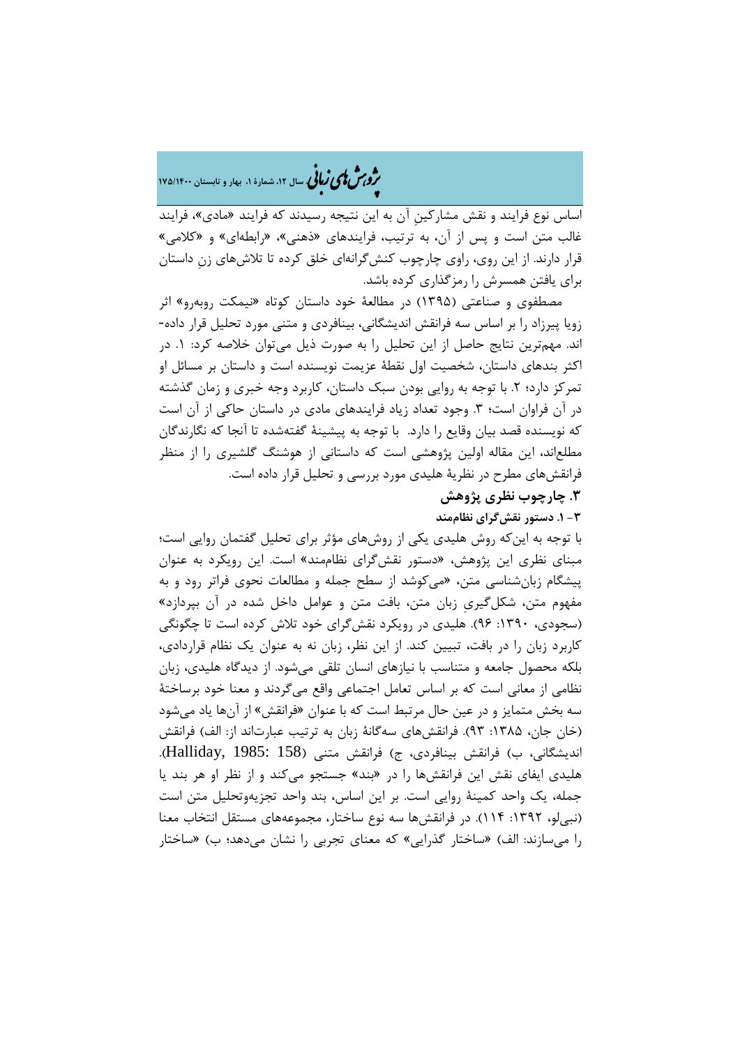اساس نوع فرایند و نقش مشارکینِ آن به این نتیجه رسیدند که فرایند «مادی»، فرایند غالب متن است و پس از آن، به ترتیب، فرایندهای «ذهنی»، «رابطه‌ای» و «کلامی» قرار دارند. از این روی، راوی چارچوب کنش‌گرانه‌ای خلق کرده تا تلاش‌های زنِ داستان برای یافتن همسرش را رمزگذاری کرده باشد.

مصطفوی و صناعتی (۱۳۹۵) در مطالعۀ خود داستان کوتاه «نیمکت روبه‌رو» اثر زویا پیرزاد را بر اساس سه فرانقش اندیشگانی، بینافردی و متنی مورد تحلیل قرار داده‌اند. مهم‌ترین نتایج حاصل از این تحلیل را به صورت ذیل می‌توان خلاصه کرد: ۱. در اکثر بندهای داستان، شخصیت اول نقطۀ عزیمت نویسنده است و داستان بر مسائل او تمرکز دارد؛ ۲. با توجه به روایی بودن سبک داستان، کاربرد وجه خبری و زمان گذشته در آن فراوان است؛ ۳. وجود تعداد زیاد فرایندهای مادی در داستان حاکی از آن است که نویسنده قصد بیان وقایع را دارد. با توجه به پیشینۀ گفته‌شده تا آنجا که نگارندگان مطلع‌اند، این مقاله اولین پژوهشی است که داستانی از هوشنگ گلشیری را از منظر فرانقش‌های مطرح در نظریۀ هلیدی مورد بررسی و تحلیل قرار داده است.

## ۳. چارچوب نظری پژوهش

### ۳-۱. دستور نقش‌گرای نظام‌مند

با توجه به این‌که روش هلیدی یکی از روش‌های مؤثر برای تحلیل گفتمان روایی است؛ مبنای نظری این پژوهش، «دستور نقش‌گرای نظام‌مند» است. این رویکرد به عنوان پیشگام زبان‌شناسی متن، «می‌کوشد از سطح جمله و مطالعات نحوی فراتر رود و به مفهوم متن، شکل‌گیریِ زبان متن، بافت متن و عوامل داخل شده در آن بپردازد» (سجودی، ۱۳۹۰: ۹۶). هلیدی در رویکرد نقش‌گرای خود تلاش کرده است تا چگونگی کاربرد زبان را در بافت، تبیین کند. از این نظر، زبان نه به عنوان یک نظام قراردادی، بلکه محصول جامعه و متناسب با نیازهای انسان تلقی می‌شود. از دیدگاه هلیدی، زبان نظامی از معانی است که بر اساس تعامل اجتماعی واقع می‌گردند و معنا خود برساختۀ سه بخش متمایز و در عین حال مرتبط است که با عنوان «فرانقش» از آن‌ها یاد می‌شود (خان جان، ۱۳۸۵: ۹۳). فرانقش‌های سه‌گانۀ زبان به ترتیب عبارت‌اند از: الف) فرانقش اندیشگانی، ب) فرانقش بینافردی، ج) فرانقش متنی (Halliday, 1985: 158). هلیدی ایفای نقش این فرانقش‌ها را در «بند» جستجو می‌کند و از نظر او هر بند یا جمله، یک واحد کمینۀ روایی است. بر این اساس، بند واحد تجزیه‌وتحلیل متن است (نبی‌لو، ۱۳۹۲: ۱۱۴). در فرانقش‌ها سه نوع ساختار، مجموعه‌های مستقل انتخاب معنا را می‌سازند: الف) «ساختار گذرایی» که معنای تجربی را نشان می‌دهد؛ ب) «ساختار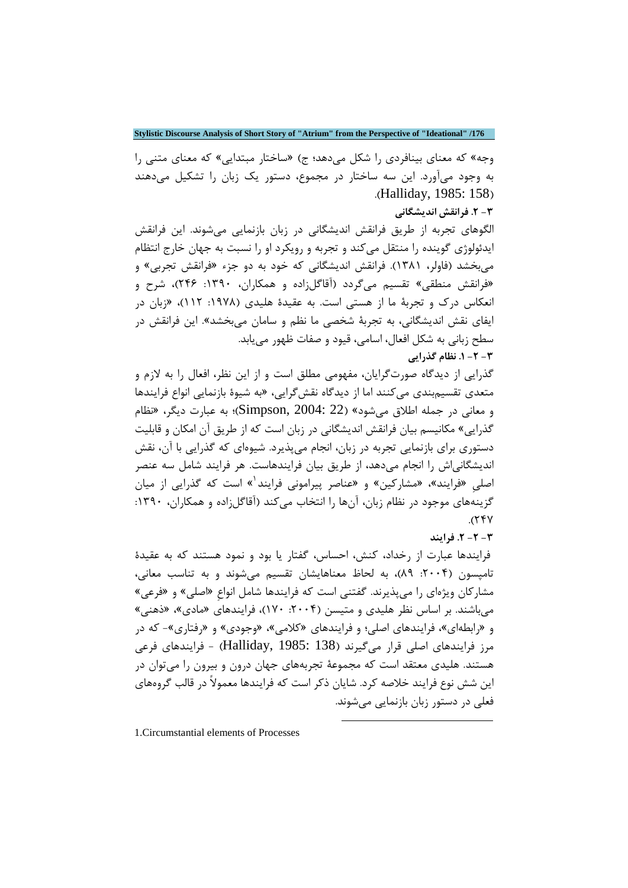وجه» که معنای بینافردی را شکل می‌دهد؛ ج) «ساختار مبتدایی» که معنای متنی را به وجود می‌آورد. این سه ساختار در مجموع، دستور یک زبان را تشکیل می‌دهند (Halliday, 1985: 158).

#### ۳- ۲. فرانقش اندیشگانی

الگوهای تجربه از طریق فرانقش اندیشگانی در زبان بازنمایی می‌شوند. این فرانقش ایدئولوژی گوینده را منتقل می‌کند و تجربه و رویکرد او را نسبت به جهان خارج انتظام می‌بخشد (فاولر، ۱۳۸۱). فرانقش اندیشگانی که خود به دو جزء «فرانقش تجربی» و «فرانقش منطقی» تقسیم می‌گردد (آقاگل‌زاده و همکاران، ۱۳۹۰: ۲۴۶)، شرح و انعکاس درک و تجربهٔ ما از هستی است. به عقیدهٔ هلیدی (۱۹۷۸: ۱۱۲)، «زبان در ایفای نقش اندیشگانی، به تجربهٔ شخصی ما نظم و سامان می‌بخشد». این فرانقش در سطح زبانی به شکل افعال، اسامی، قیود و صفات ظهور می‌یابد.

#### ۳- ۲- ۱. نظام گذرایی

گذرایی از دیدگاه صورت‌گرایان، مفهومی مطلق است و از این نظر، افعال را به لازم و متعدی تقسیم‌بندی می‌کنند اما از دیدگاه نقش‌گرایی، «به شیوهٔ بازنمایی انواع فرایندها و معانی در جمله اطلاق می‌شود» (Simpson, 2004: 22)؛ به عبارت دیگر، «نظام گذرایی» مکانیسم بیان فرانقش اندیشگانی در زبان است که از طریق آن امکان و قابلیت دستوری برای بازنمایی تجربه در زبان، انجام می‌پذیرد. شیوه‌ای که گذرایی با آن، نقش اندیشگانی‌اش را انجام می‌دهد، از طریق بیان فرایندهاست. هر فرایند شامل سه عنصر اصلیِ «فرایند»، «مشارکین» و «عناصر پیرامونی فرایند[1]» است که گذرایی از میان گزینه‌های موجود در نظام زبان، آن‌ها را انتخاب می‌کند (آقاگل‌زاده و همکاران، ۱۳۹۰: ۲۴۷).

#### ۳- ۲- ۲. فرایند

فرایندها عبارت از رخداد، کنش، احساس، گفتار یا بود و نمود هستند که به عقیدهٔ تامپسون (۲۰۰۴: ۸۹)، به لحاظ معناهایشان تقسیم می‌شوند و به تناسب معانی، مشارکان ویژه‌ای را می‌پذیرند. گفتنی است که فرایندها شامل انواعِ «اصلی» و «فرعی» می‌باشند. بر اساس نظر هلیدی و متیسن (۲۰۰۴: ۱۷۰)، فرایندهای «مادی»، «ذهنی» و «رابطه‌ای»، فرایندهای اصلی؛ و فرایندهای «کلامی»، «وجودی» و «رفتاری»- که در مرز فرایندهای اصلی قرار می‌گیرند (Halliday, 1985: 138) - فرایندهای فرعی هستند. هلیدی معتقد است که مجموعهٔ تجربه‌های جهان درون و بیرون را می‌توان در این شش نوع فرایند خلاصه کرد. شایان ذکر است که فرایندها معمولاً در قالب گروه‌های فعلی در دستور زبان بازنمایی می‌شوند.

---

1.Circumstantial elements of Processes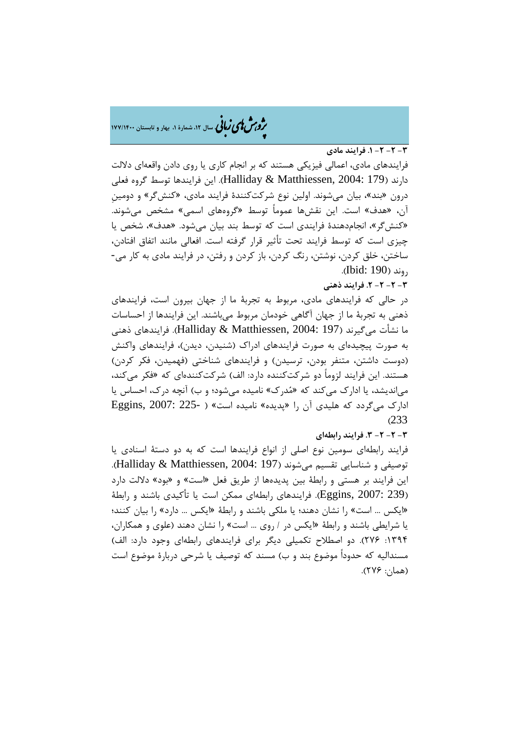### ۳- ۲- ۲- ۱. فرایند مادی

فرایندهای مادی، اعمالی فیزیکی هستند که بر انجام کاری یا روی دادن واقعه‌ای دلالت دارند (Halliday & Matthiessen, 2004: 179). این فرایندها توسط گروه فعلی درون «بند»، بیان می‌شوند. اولین نوع شرکت‌کنندۀ فرایند مادی، «کنش‌گر» و دومینِ آن، «هدف» است. این نقش‌ها عموماً توسط «گروه‌های اسمی» مشخص می‌شوند. «کنش‌گر»، انجام‌دهندۀ فرایندی است که توسط بند بیان می‌شود. «هدف»، شخص یا چیزی است که توسط فرایند تحت تأثیر قرار گرفته است. افعالی مانند اتفاق افتادن، ساختن، خلق کردن، نوشتن، رنگ کردن، باز کردن و رفتن، در فرایند مادی به کار می‌روند (Ibid: 190).

### ۳- ۲- ۲- ۲. فرایند ذهنی

در حالی که فرایندهای مادی، مربوط به تجربۀ ما از جهان بیرون است، فرایندهای ذهنی به تجربۀ ما از جهان آگاهی خودمان مربوط می‌باشند. این فرایندها از احساسات ما نشأت می‌گیرند (Halliday & Matthiessen, 2004: 197). فرایندهای ذهنی به صورت پیچیده‌ای به صورت فرایندهای ادراک (شنیدن، دیدن)، فرایندهای واکنش (دوست داشتن، متنفر بودن، ترسیدن) و فرایندهای شناختی (فهمیدن، فکر کردن) هستند. این فرایند لزوماً دو شرکت‌کننده دارد: الف) شرکت‌کننده‌ای که «فکر می‌کند، می‌اندیشد، یا ادارک می‌کند که «مُدرِک» نامیده می‌شود؛ و ب) آنچه درک، احساس یا ادارک می‌گردد که هلیدی آن را «پدیده» نامیده است» (Eggins, 2007: 225-233).

### ۳- ۲- ۲- ۳. فرایند رابطه‌ای

فرایند رابطه‌ای سومین نوع اصلی از انواع فرایندها است که به دو دستۀ اسنادی یا توصیفی و شناسایی تقسیم می‌شوند (Halliday & Matthiessen, 2004: 197). این فرایند بر هستی و رابطۀ بین پدیده‌ها از طریق فعل «است» و «بود» دلالت دارد (Eggins, 2007: 239). فرایندهای رابطه‌ای ممکن است یا تأکیدی باشند و رابطۀ «ایکس ... است» را نشان دهند؛ یا ملکی باشند و رابطۀ «ایکس ... دارد» را بیان کنند؛ یا شرایطی باشند و رابطۀ «ایکس در / روی ... است» را نشان دهند (علوی و همکاران، ۱۳۹۴: ۲۷۶). دو اصطلاح تکمیلی دیگر برای فرایندهای رابطه‌ای وجود دارد: الف) مسندالیه که حدوداً موضوع بند و ب) مسند که توصیف یا شرحی دربارۀ موضوع است (همان: ۲۷۶).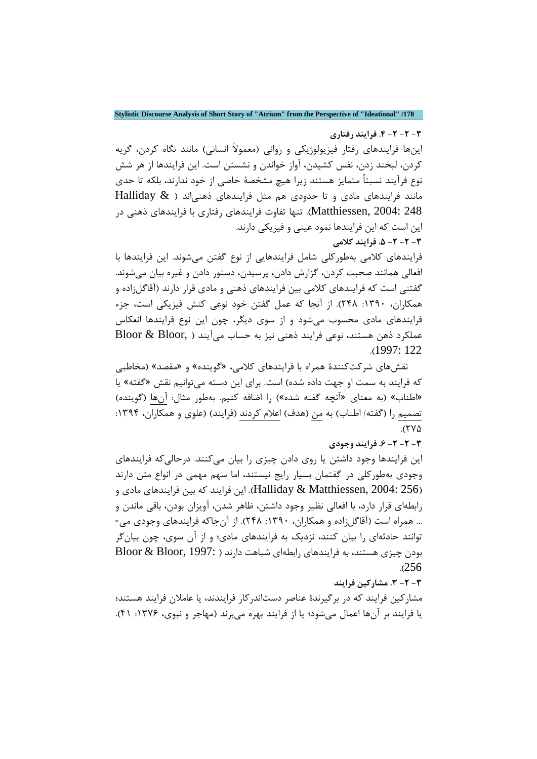**۳- ۲- ۲- ۴. فرایند رفتاری**

این‌ها فرایندهای رفتار فیزیولوژیکی و روانی (معمولاً انسانی) مانند نگاه کردن، گریه کردن، لبخند زدن، نفس کشیدن، آواز خواندن و نشستن است. این فرایندها از هر شش نوع فرآیند نسبتاً متمایز هستند زیرا هیچ مشخصهٔ خاصی از خود ندارند، بلکه تا حدی مانند فرایندهای مادی و تا حدودی هم مثل فرایندهای ذهنی‌اند (Halliday & Matthiessen, 2004: 248). تنها تفاوت فرایندهای رفتاری با فرایندهای ذهنی در این است که این فرایندها نمود عینی و فیزیکی دارند.

**۳- ۲- ۲- ۵. فرایند کلامی**

فرایندهای کلامی به‌طورکلی شامل فرایندهایی از نوع گفتن می‌شوند. این فرایندها با افعالی همانند صحبت کردن، گزارش دادن، پرسیدن، دستور دادن و غیره بیان می‌شوند. گفتنی است که فرایندهای کلامی بین فرایندهای ذهنی و مادی قرار دارند (آقاگل‌زاده و همکاران، ۱۳۹۰: ۲۴۸). از آنجا که عمل گفتن خود نوعی کنش فیزیکی است، جزء فرایندهای مادی محسوب می‌شود و از سوی دیگر، چون این نوع فرایندها انعکاس عملکرد ذهن هستند، نوعی فرایند ذهنی نیز به حساب می‌آیند (Bloor & Bloor, 1997: 122).

نقش‌های شرکت‌کنندهٔ همراه با فرایندهای کلامی، «گوینده» و «مقصد» (مخاطبی که فرایند به سمت او جهت داده شده) است. برای این دسته می‌توانیم نقش «گفته» یا «اطناب» (به معنای «آنچه گفته شده») را اضافه کنیم. به‌طور مثال: آن‌ها (گوینده) تصمیم را (گفته/ اطناب) به من (هدف) اعلام کردند (فرایند) (علوی و همکاران، ۱۳۹۴: ۲۷۵).

**۳- ۲- ۲- ۶. فرایند وجودی**

این فرایندها وجود داشتن یا روی دادن چیزی را بیان می‌کنند. درحالی‌که فرایندهای وجودی به‌طورکلی در گفتمان بسیار رایج نیستند، اما سهم مهمی در انواع متن دارند (Halliday & Matthiessen, 2004: 256). این فرایند که بین فرایندهای مادی و رابطه‌ای قرار دارد، با افعالی نظیر وجود داشتن، ظاهر شدن، آویزان بودن، باقی ماندن و ... همراه است (آقاگل‌زاده و همکاران، ۱۳۹۰: ۲۴۸). از آن‌جاکه فرایندهای وجودی می‌توانند حادثه‌ای را بیان کنند، نزدیک به فرایندهای مادی؛ و از آن سوی، چون بیان‌گر بودن چیزی هستند، به فرایندهای رابطه‌ای شباهت دارند (Bloor & Bloor, 1997: 256).

**۳- ۲- ۳. مشارکین فرایند**

مشارکین فرایند که در برگیرندهٔ عناصر دست‌اندرکار فرایندند، یا عاملان فرایند هستند؛ یا فرایند بر آن‌ها اعمال می‌شود؛ یا از فرایند بهره می‌برند (مهاجر و نبوی، ۱۳۷۶: ۴۱).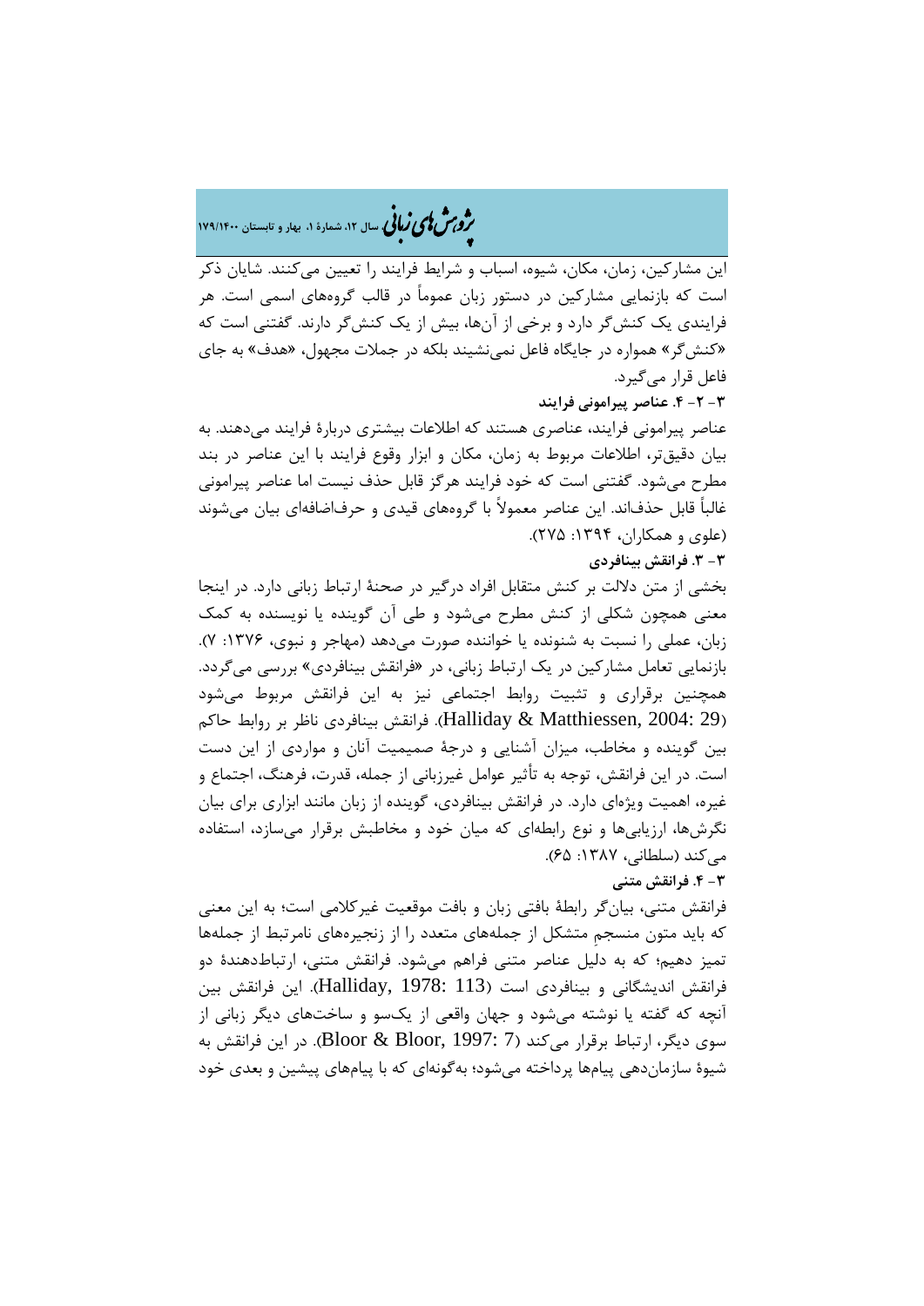این مشارکین، زمان، مکان، شیوه، اسباب و شرایط فرایند را تعیین می‌کنند. شایان ذکر است که بازنمایی مشارکین در دستور زبان عموماً در قالب گروه‌های اسمی است. هر فرایندی یک کنش‌گر دارد و برخی از آن‌ها، بیش از یک کنش‌گر دارند. گفتنی است که «کنش‌گر» همواره در جایگاه فاعل نمی‌نشیند بلکه در جملات مجهول، «هدف» به جای فاعل قرار می‌گیرد.

**۳- ۲- ۴. عناصر پیرامونی فرایند**

عناصر پیرامونی فرایند، عناصری هستند که اطلاعات بیشتری دربارهٔ فرایند می‌دهند. به بیان دقیق‌تر، اطلاعات مربوط به زمان، مکان و ابزار وقوع فرایند با این عناصر در بند مطرح می‌شود. گفتنی است که خود فرایند هرگز قابل حذف نیست اما عناصر پیرامونی غالباً قابل حذف‌اند. این عناصر معمولاً با گروه‌های قیدی و حرف‌اضافه‌ای بیان می‌شوند (علوی و همکاران، ۱۳۹۴: ۲۷۵).

**۳- ۳. فرانقش بینافردی**

بخشی از متن دلالت بر کنش متقابل افراد درگیر در صحنهٔ ارتباط زبانی دارد. در اینجا معنی همچون شکلی از کنش مطرح می‌شود و طی آن گوینده یا نویسنده به کمک زبان، عملی را نسبت به شنونده یا خواننده صورت می‌دهد (مهاجر و نبوی، ۱۳۷۶: ۷). بازنمایی تعامل مشارکین در یک ارتباط زبانی، در «فرانقش بینافردی» بررسی می‌گردد. همچنین برقراری و تثبیت روابط اجتماعی نیز به این فرانقش مربوط می‌شود (Halliday & Matthiessen, 2004: 29). فرانقش بینافردی ناظر بر روابط حاکم بین گوینده و مخاطب، میزان آشنایی و درجهٔ صمیمیت آنان و مواردی از این دست است. در این فرانقش، توجه به تأثیر عوامل غیرزبانی از جمله، قدرت، فرهنگ، اجتماع و غیره، اهمیت ویژه‌ای دارد. در فرانقش بینافردی، گوینده از زبان مانند ابزاری برای بیان نگرش‌ها، ارزیابی‌ها و نوع رابطه‌ای که میان خود و مخاطبش برقرار می‌سازد، استفاده می‌کند (سلطانی، ۱۳۸۷: ۶۵).

**۳- ۴. فرانقش متنی**

فرانقش متنی، بیان‌گر رابطهٔ بافتی زبان و بافت موقعیت غیرکلامی است؛ به این معنی که باید متون منسجمِ متشکل از جمله‌های متعدد را از زنجیره‌های نامرتبط از جمله‌ها تمیز دهیم؛ که به دلیل عناصر متنی فراهم می‌شود. فرانقش متنی، ارتباط‌دهندهٔ دو فرانقش اندیشگانی و بینافردی است (Halliday, 1978: 113). این فرانقش بین آنچه که گفته یا نوشته می‌شود و جهان واقعی از یک‌سو و ساخت‌های دیگر زبانی از سوی دیگر، ارتباط برقرار می‌کند (Bloor & Bloor, 1997: 7). در این فرانقش به شیوهٔ سازمان‌دهی پیام‌ها پرداخته می‌شود؛ به‌گونه‌ای که با پیام‌های پیشین و بعدی خود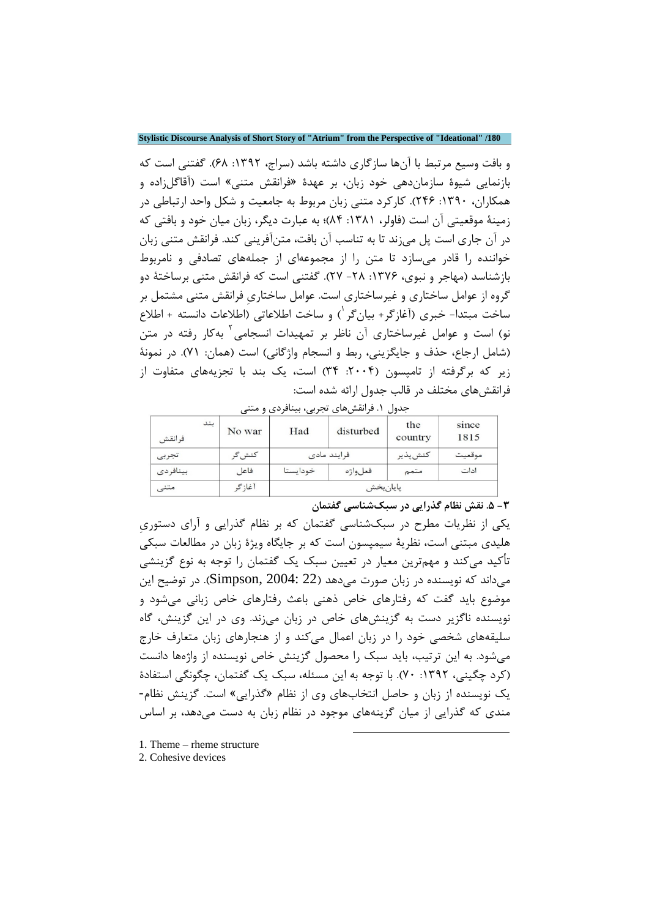و بافت وسیع مرتبط با آن‌ها سازگاری داشته باشد (سراج، ۱۳۹۲: ۶۸). گفتنی است که بازنمایی شیوهٔ سازمان‌دهی خود زبان، بر عهدهٔ «فرانقش متنی» است (آقاگل‌زاده و همکاران، ۱۳۹۰: ۲۴۶). کارکرد متنی زبان مربوط به جامعیت و شکل واحد ارتباطی در زمینهٔ موقعیتی آن است (فاولر، ۱۳۸۱: ۸۴)؛ به عبارت دیگر، زبان میان خود و بافتی که در آن جاری است پل می‌زند تا به تناسب آن بافت، متن‌آفرینی کند. فرانقش متنی زبان خواننده را قادر می‌سازد تا متن را از مجموعه‌ای از جمله‌های تصادفی و نامربوط بازشناسد (مهاجر و نبوی، ۱۳۷۶: ۲۸- ۲۷). گفتنی است که فرانقش متنی برساختهٔ دو گروه از عوامل ساختاری و غیرساختاری است. عوامل ساختاریِ فرانقش متنی مشتمل بر ساخت مبتدا- خبری (آغازگر+ بیان‌گر[1]) و ساخت اطلاعاتی (اطلاعات دانسته + اطلاع نو) است و عوامل غیرساختاری آن ناظر بر تمهیدات انسجامی[2] به‌کار رفته در متن (شامل ارجاع، حذف و جایگزینی، ربط و انسجام واژگانی) است (همان: ۷۱). در نمونهٔ زیر که برگرفته از تامپسون (۲۰۰۴: ۳۴) است، یک بند با تجزیه‌های متفاوت از فرانقش‌های مختلف در قالب جدول ارائه شده است:

جدول ۱. فرانقش‌های تجربی، بینافردی و متنی

| بند / فرانقش | No war | Had | disturbed | the country | since 1815 |
|---|---|---|---|---|---|
| تجربی | کنش‌گر | فرایند مادی | | کنش‌پذیر | موقعیت |
| بینافردی | فاعل | خودایستا | فعل‌واژه | متمم | ادات |
| متنی | آغازگر | پایان‌بخش | | | |

**۳- ۵. نقش نظام گذرایی در سبک‌شناسی گفتمان**

یکی از نظریات مطرح در سبک‌شناسی گفتمان که بر نظام گذرایی و آرای دستوریِ هلیدی مبتنی است، نظریهٔ سیمپسون است که بر جایگاه ویژهٔ زبان در مطالعات سبکی تأکید می‌کند و مهم‌ترین معیار در تعیین سبک یک گفتمان را توجه به نوع گزینشی می‌داند که نویسنده در زبان صورت می‌دهد (Simpson, 2004: 22). در توضیح این موضوع باید گفت که رفتارهای خاص ذهنی باعث رفتارهای خاص زبانی می‌شود و نویسنده ناگزیر دست به گزینش‌های خاص در زبان می‌زند. وی در این گزینش، گاه سلیقه‌های شخصی خود را در زبان اعمال می‌کند و از هنجارهای زبان متعارف خارج می‌شود. به این ترتیب، باید سبک را محصول گزینش خاص نویسنده از واژه‌ها دانست (کرد چگینی، ۱۳۹۲: ۷۰). با توجه به این مسئله، سبک یک گفتمان، چگونگی استفادهٔ یک نویسنده از زبان و حاصل انتخاب‌های وی از نظام «گذرایی» است. گزینش نظام‌مندی که گذرایی از میان گزینه‌های موجود در نظام زبان به دست می‌دهد، بر اساس

1. Theme – rheme structure
2. Cohesive devices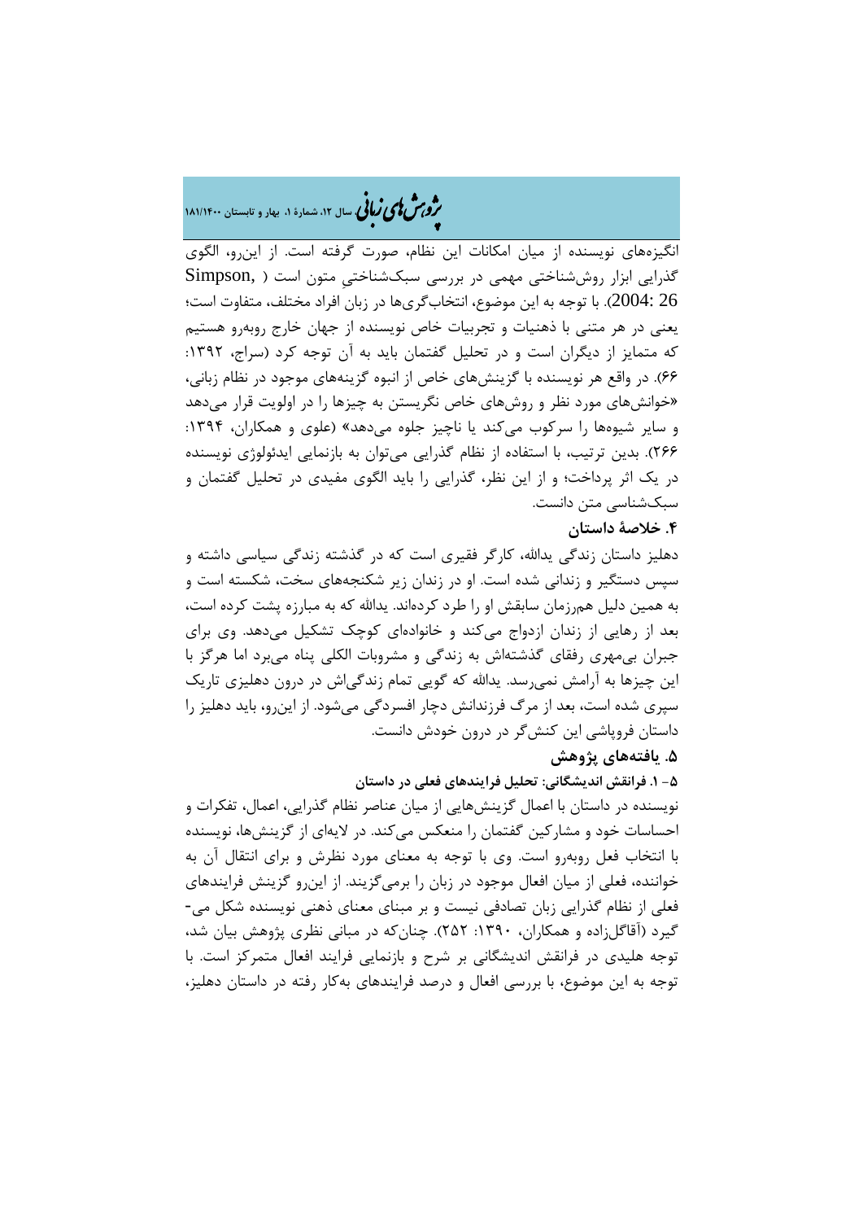انگیزه‌های نویسنده از میان امکانات این نظام، صورت گرفته است. از این‌رو، الگوی گذرایی ابزار روش‌شناختی مهمی در بررسی سبک‌شناختیِ متون است (Simpson, 2004: 26). با توجه به این موضوع، انتخاب‌گری‌ها در زبان افراد مختلف، متفاوت است؛ یعنی در هر متنی با ذهنیات و تجربیات خاص نویسنده از جهان خارج روبه‌رو هستیم که متمایز از دیگران است و در تحلیل گفتمان باید به آن توجه کرد (سراج، ۱۳۹۲: ۶۶). در واقع هر نویسنده با گزینش‌های خاص از انبوه گزینه‌های موجود در نظام زبانی، «خوانش‌های مورد نظر و روش‌های خاص نگریستن به چیزها را در اولویت قرار می‌دهد و سایر شیوه‌ها را سرکوب می‌کند یا ناچیز جلوه می‌دهد» (علوی و همکاران، ۱۳۹۴: ۲۶۶). بدین ترتیب، با استفاده از نظام گذرایی می‌توان به بازنمایی ایدئولوژی نویسنده در یک اثر پرداخت؛ و از این نظر، گذرایی را باید الگوی مفیدی در تحلیل گفتمان و سبک‌شناسی متن دانست.

## ۴. خلاصهٔ داستان

دهلیز داستان زندگی یدالله، کارگر فقیری است که در گذشته زندگی سیاسی داشته و سپس دستگیر و زندانی شده است. او در زندان زیر شکنجه‌های سخت، شکسته است و به همین دلیل هم‌رزمان سابقش او را طرد کرده‌اند. یدالله که به مبارزه پشت کرده است، بعد از رهایی از زندان ازدواج می‌کند و خانواده‌ای کوچک تشکیل می‌دهد. وی برای جبران بی‌مهری رفقای گذشته‌اش به زندگی و مشروبات الکلی پناه می‌برد اما هرگز با این چیزها به آرامش نمی‌رسد. یدالله که گویی تمام زندگی‌اش در درون دهلیزی تاریک سپری شده است، بعد از مرگ فرزندانش دچار افسردگی می‌شود. از این‌رو، باید دهلیز را داستان فروپاشی این کنش‌گر در درون خودش دانست.

## ۵. یافته‌های پژوهش

### ۵- ۱. فرانقش اندیشگانی: تحلیل فرایندهای فعلی در داستان

نویسنده در داستان با اعمال گزینش‌هایی از میان عناصر نظام گذرایی، اعمال، تفکرات و احساسات خود و مشارکین گفتمان را منعکس می‌کند. در لایه‌ای از گزینش‌ها، نویسنده با انتخاب فعل روبه‌رو است. وی با توجه به معنای مورد نظرش و برای انتقال آن به خواننده، فعلی از میان افعال موجود در زبان را برمی‌گزیند. از این‌رو گزینش فرایندهای فعلی از نظام گذرایی زبان تصادفی نیست و بر مبنای معنای ذهنی نویسنده شکل می‌گیرد (آقاگل‌زاده و همکاران، ۱۳۹۰: ۲۵۲). چنان‌که در مبانی نظری پژوهش بیان شد، توجه هلیدی در فرانقش اندیشگانی بر شرح و بازنمایی فرایند افعال متمرکز است. با توجه به این موضوع، با بررسی افعال و درصد فرایندهای به‌کار رفته در داستان دهلیز،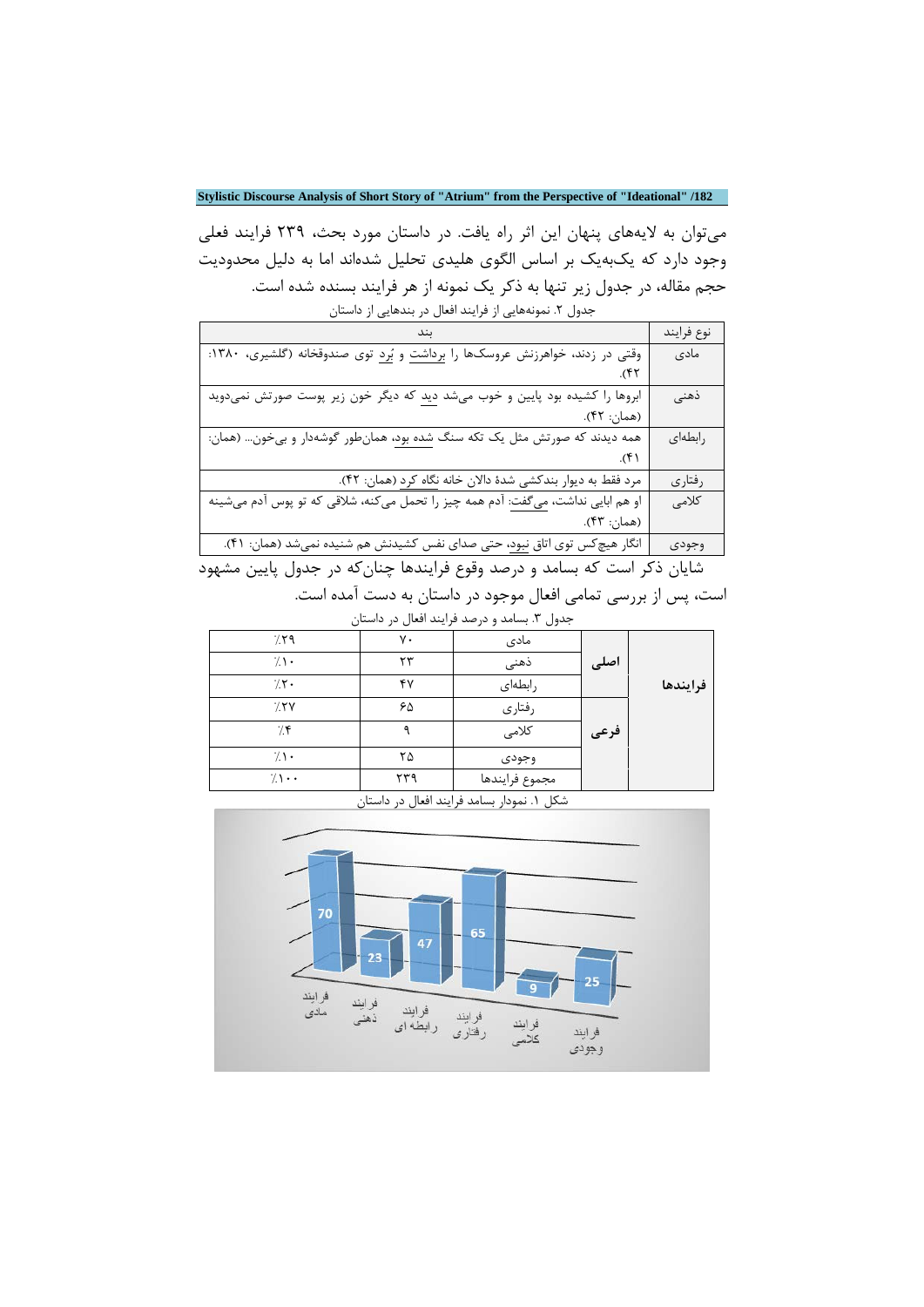می‌توان به لایه‌های پنهان این اثر راه یافت. در داستان مورد بحث، ۲۳۹ فرایند فعلی وجود دارد که یک‌به‌یک بر اساس الگوی هلیدی تحلیل شده‌اند اما به دلیل محدودیت حجم مقاله، در جدول زیر تنها به ذکر یک نمونه از هر فرایند بسنده شده است.

جدول ۲. نمونه‌هایی از فرایند افعال در بندهایی از داستان

| نوع فرایند | بند |
|---|---|
| مادی | وقتی در زدند، خواهرزنش عروسک‌ها را برداشت و بُرد توی صندوقخانه (گلشیری، ۱۳۸۰: ۴۲). |
| ذهنی | ابروها را کشیده بود پایین و خوب می‌شد دید که دیگر خون زیر پوست صورتش نمی‌دوید (همان: ۴۲). |
| رابطه‌ای | همه دیدند که صورتش مثل یک تکه سنگ شده بود، همان‌طور گوشه‌دار و بی‌خون... (همان: ۴۱). |
| رفتاری | مرد فقط به دیوار بندکشی شدهٔ دالان خانه نگاه کرد (همان: ۴۲). |
| کلامی | او هم ابایی نداشت، می‌گفت: آدم همه چیز را تحمل می‌کنه، شلاقی که تو پوس آدم می‌شینه (همان: ۴۳). |
| وجودی | انگار هیچ‌کس توی اتاق نبود، حتی صدای نفس کشیدنش هم شنیده نمی‌شد (همان: ۴۱). |

شایان ذکر است که بسامد و درصد وقوع فرایندها چنان‌که در جدول پایین مشهود است، پس از بررسی تمامی افعال موجود در داستان به دست آمده است.

جدول ۳. بسامد و درصد فرایند افعال در داستان

| | | | | |
|---|---|---|---|---|
| **فرایندها** | **اصلی** | مادی | ۷۰ | ٪۲۹ |
| | | ذهنی | ۲۳ | ٪۱۰ |
| | | رابطه‌ای | ۴۷ | ٪۲۰ |
| | **فرعی** | رفتاری | ۶۵ | ٪۲۷ |
| | | کلامی | ۹ | ٪۴ |
| | | وجودی | ۲۵ | ٪۱۰ |
| | | مجموع فرایندها | ۲۳۹ | ٪۱۰۰ |

شکل ۱. نمودار بسامد فرایند افعال در داستان

70
23
47
65
9
25
فرایند مادی
فرایند ذهنی
فرایند رابطه ای
فرایند رفتاری
فرایند کلامی
فرایند وجودی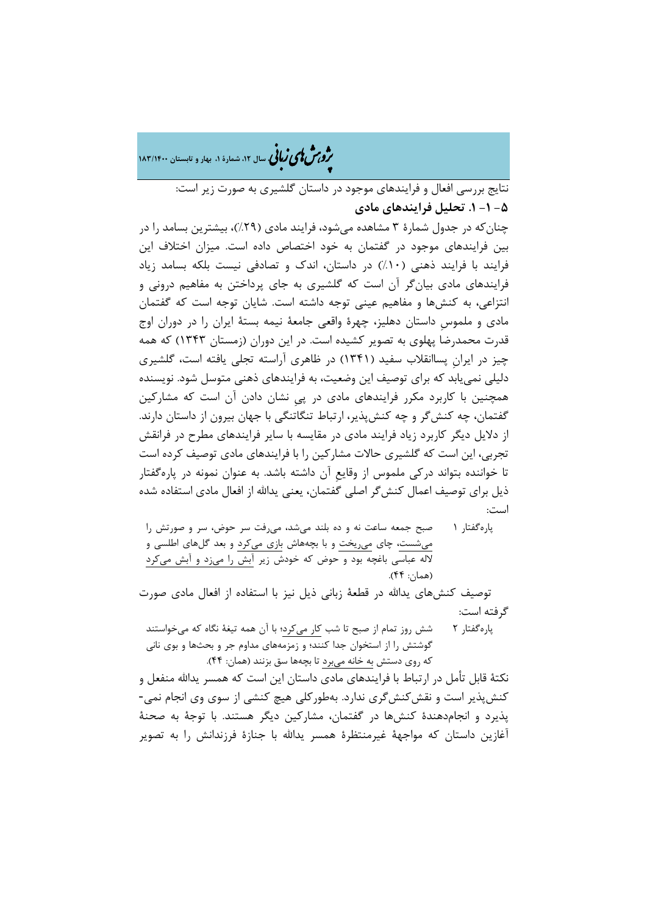نتایج بررسی افعال و فرایندهای موجود در داستان گلشیری به صورت زیر است:

### ۵- ۱- ۱. تحلیل فرایندهای مادی

چنان‌که در جدول شمارۀ ۳ مشاهده می‌شود، فرایند مادی (۲۹٪)، بیشترین بسامد را در بین فرایندهای موجود در گفتمان به خود اختصاص داده است. میزان اختلاف این فرایند با فرایند ذهنی (۱۰٪) در داستان، اندک و تصادفی نیست بلکه بسامد زیاد فرایندهای مادی بیان‌گر آن است که گلشیری به جای پرداختن به مفاهیم درونی و انتزاعی، به کنش‌ها و مفاهیم عینی توجه داشته است. شایان توجه است که گفتمان مادی و ملموسِ داستان دهلیز، چهرۀ واقعی جامعۀ نیمه بستۀ ایران را در دوران اوج قدرت محمدرضا پهلوی به تصویر کشیده است. در این دوران (زمستان ۱۳۴۳) که همه چیز در ایرانِ پساانقلاب سفید (۱۳۴۱) در ظاهری آراسته تجلی یافته است، گلشیری دلیلی نمی‌یابد که برای توصیف این وضعیت، به فرایندهای ذهنی متوسل شود. نویسنده همچنین با کاربرد مکرر فرایندهای مادی در پیِ نشان دادن آن است که مشارکین گفتمان، چه کنش‌گر و چه کنش‌پذیر، ارتباط تنگاتنگی با جهان بیرون از داستان دارند. از دلایل دیگر کاربرد زیاد فرایند مادی در مقایسه با سایر فرایندهای مطرح در فرانقش تجربی، این است که گلشیری حالات مشارکین را با فرایندهای مادی توصیف کرده است تا خواننده بتواند درکی ملموس از وقایعِ آن داشته باشد. به عنوان نمونه در پاره‌گفتار ذیل برای توصیف اعمال کنش‌گر اصلی گفتمان، یعنی یدالله از افعال مادی استفاده شده است:

پاره‌گفتار ۱ صبح جمعه ساعت نه و ده بلند می‌شد، می‌رفت سر حوض، سر و صورتش را می‌شست، چای می‌ریخت و با بچه‌هاش بازی می‌کرد و بعد گل‌های اطلسی و لاله عباسی باغچه بود و حوض که خودش زیر آبش را می‌زد و آبش می‌کرد (همان: ۴۴).

توصیف کنش‌های یدالله در قطعۀ زبانی ذیل نیز با استفاده از افعال مادی صورت گرفته است:

پاره‌گفتار ۲ شش روز تمام از صبح تا شب کار می‌کرد؛ با آن همه تیغۀ نگاه که می‌خواستند گوشتش را از استخوان جدا کنند؛ و زمزمه‌های مداوم جر و بحث‌ها و بوی نانی که روی دستش به خانه می‌برد تا بچه‌ها سق بزنند (همان: ۴۴).

نکتۀ قابل تأمل در ارتباط با فرایندهای مادی داستان این است که همسر یدالله منفعل و کنش‌پذیر است و نقش‌کنش‌گری ندارد. به‌طورکلی هیچ کنشی از سوی وی انجام نمی‌پذیرد و انجام‌دهندۀ کنش‌ها در گفتمان، مشارکین دیگر هستند. با توجۀ به صحنۀ آغازین داستان که مواجهۀ غیرمنتظرۀ همسر یدالله با جنازۀ فرزندانش را به تصویر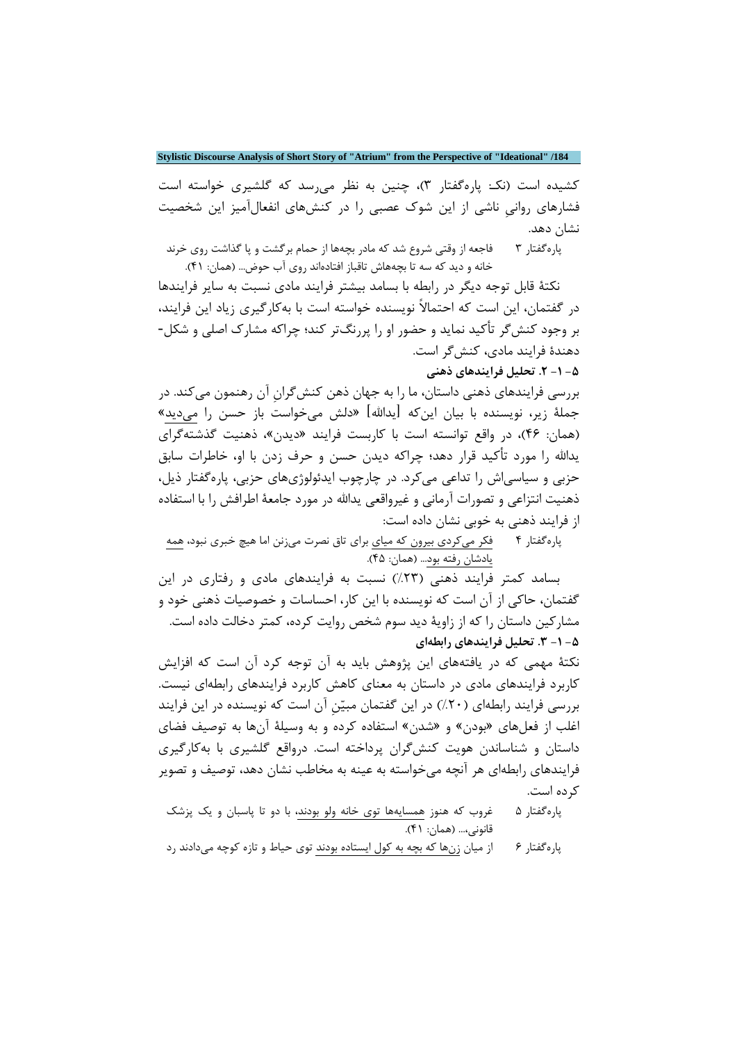کشیده است (نک: پاره‌گفتار ۳)، چنین به نظر می‌رسد که گلشیری خواسته است فشارهای روانیِ ناشی از این شوک عصبی را در کنش‌های انفعال‌آمیز این شخصیت نشان دهد.

پاره‌گفتار ۳ فاجعه از وقتی شروع شد که مادر بچه‌ها از حمام برگشت و پا گذاشت روی خرند خانه و دید که سه تا بچه‌هاش تاقباز افتاده‌اند روی آب حوض... (همان: ۴۱).

نکتۀ قابل توجه دیگر در رابطه با بسامد بیشتر فرایند مادی نسبت به سایر فرایندها در گفتمان، این است که احتمالاً نویسنده خواسته است با به‌کارگیری زیاد این فرایند، بر وجود کنش‌گر تأکید نماید و حضور او را پررنگ‌تر کند؛ چراکه مشارک اصلی و شکل-دهندۀ فرایند مادی، کنش‌گر است.

**۵-۱-۲. تحلیل فرایندهای ذهنی**

بررسی فرایندهای ذهنی داستان، ما را به جهان ذهن کنش‌گرانِ آن رهنمون می‌کند. در جملۀ زیر، نویسنده با بیان این‌که [یدالله] «دلش می‌خواست باز حسن را می‌دید» (همان: ۴۶)، در واقع توانسته است با کاربست فرایند «دیدن»، ذهنیت گذشته‌گرای یدالله را مورد تأکید قرار دهد؛ چراکه دیدن حسن و حرف زدن با او، خاطرات سابق حزبی و سیاسی‌اش را تداعی می‌کرد. در چارچوب ایدئولوژی‌های حزبی، پاره‌گفتار ذیل، ذهنیت انتزاعی و تصورات آرمانی و غیرواقعی یدالله در مورد جامعۀ اطرافش را با استفاده از فرایند ذهنی به خوبی نشان داده است:

پاره‌گفتار ۴ فکر می‌کردی بیرون که میای برای تاق نصرت می‌زنن اما هیچ خبری نبود، همه یادشان رفته بود... (همان: ۴۵).

بسامد کمتر فرایند ذهنی (۲۳٪) نسبت به فرایندهای مادی و رفتاری در این گفتمان، حاکی از آن است که نویسنده با این کار، احساسات و خصوصیات ذهنی خود و مشارکین داستان را که از زاویۀ دید سوم شخص روایت کرده، کمتر دخالت داده است.

**۵-۱-۳. تحلیل فرایندهای رابطه‌ای**

نکتۀ مهمی که در یافته‌های این پژوهش باید به آن توجه کرد آن است که افزایش کاربرد فرایندهای مادی در داستان به معنای کاهش کاربرد فرایندهای رابطه‌ای نیست. بررسی فرایند رابطه‌ای (۲۰٪) در این گفتمان مبیّنِ آن است که نویسنده در این فرایند اغلب از فعل‌های «بودن» و «شدن» استفاده کرده و به وسیلۀ آن‌ها به توصیف فضای داستان و شناساندن هویت کنش‌گران پرداخته است. درواقع گلشیری با به‌کارگیری فرایندهای رابطه‌ای هر آنچه می‌خواسته به عینه به مخاطب نشان دهد، توصیف و تصویر کرده است.

پاره‌گفتار ۵ غروب که هنوز همسایه‌ها توی خانه ولو بودند، با دو تا پاسبان و یک پزشک قانونی،... (همان: ۴۱).

پاره‌گفتار ۶ از میان زن‌ها که بچه به کول ایستاده بودند توی حیاط و تازه کوچه می‌دادند رد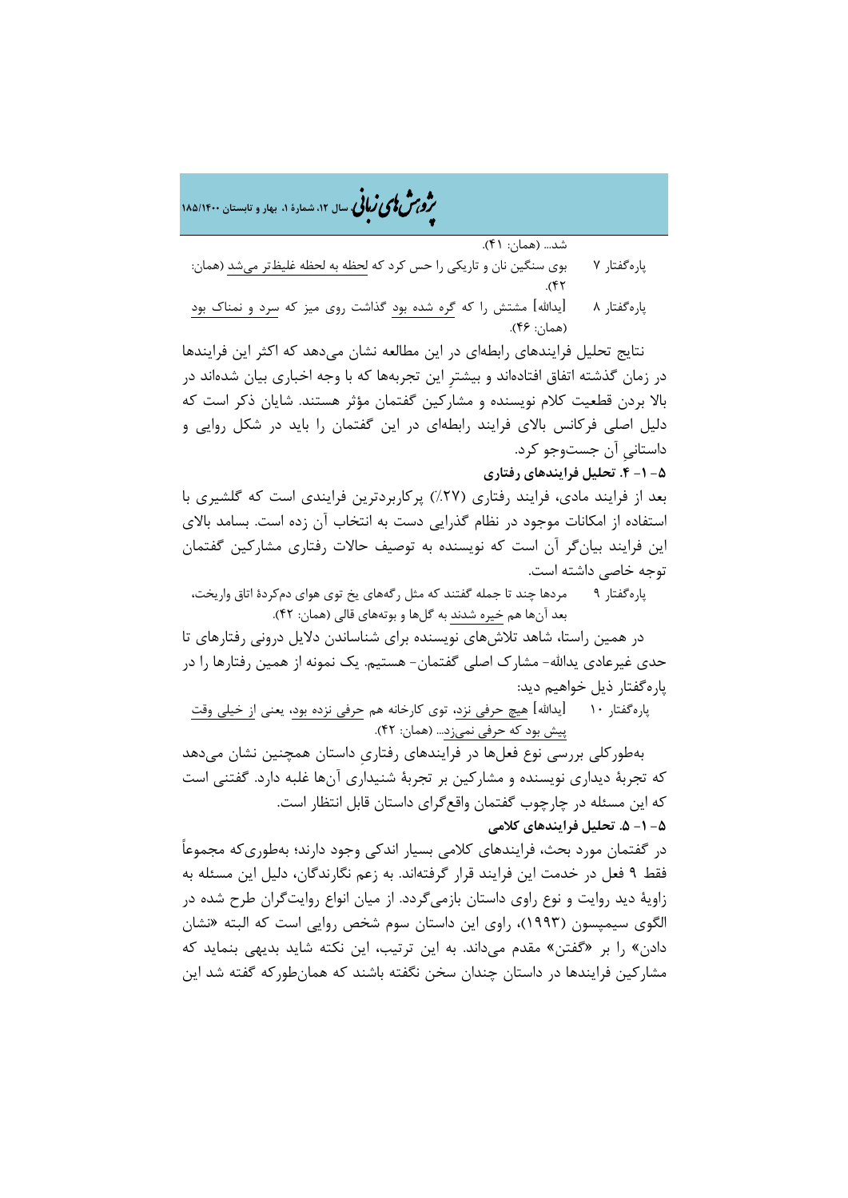شد... (همان: ۴۱).

پاره‌گفتار ۷ بوی سنگین نان و تاریکی را حس کرد که لحظه به لحظه غلیظ‌تر می‌شد (همان: ۴۲).

پاره‌گفتار ۸ [یدالله] مشتش را که گره شده بود گذاشت روی میز که سرد و نمناک بود (همان: ۴۶).

نتایج تحلیل فرایندهای رابطه‌ای در این مطالعه نشان می‌دهد که اکثر این فرایندها در زمان گذشته اتفاق افتاده‌اند و بیشترِ این تجربه‌ها که با وجه اخباری بیان شده‌اند در بالا بردن قطعیت کلام نویسنده و مشارکین گفتمان مؤثر هستند. شایان ذکر است که دلیل اصلی فرکانس بالای فرایند رابطه‌ای در این گفتمان را باید در شکل روایی و داستانیِ آن جست‌وجو کرد.

**۵- ۱- ۴. تحلیل فرایندهای رفتاری**

بعد از فرایند مادی، فرایند رفتاری (۲۷٪) پرکاربردترین فرایندی است که گلشیری با استفاده از امکانات موجود در نظام گذرایی دست به انتخاب آن زده است. بسامد بالای این فرایند بیان‌گر آن است که نویسنده به توصیف حالات رفتاری مشارکین گفتمان توجه خاصی داشته است.

پاره‌گفتار ۹ مردها چند تا جمله گفتند که مثل رگه‌های یخ توی هوای دم‌کردهٔ اتاق واریخت، بعد آن‌ها هم خیره شدند به گل‌ها و بوته‌های قالی (همان: ۴۲).

در همین راستا، شاهد تلاش‌های نویسنده برای شناساندن دلایل درونی رفتارهای تا حدی غیرعادی یدالله- مشارک اصلی گفتمان- هستیم. یک نمونه از همین رفتارها را در پاره‌گفتار ذیل خواهیم دید:

پاره‌گفتار ۱۰ [یدالله] هیچ حرفی نزد، توی کارخانه هم حرفی نزده بود، یعنی از خیلی وقت پیش بود که حرفی نمی‌زد... (همان: ۴۲).

به‌طورکلی بررسی نوع فعل‌ها در فرایندهای رفتاریِ داستان همچنین نشان می‌دهد که تجربهٔ دیداری نویسنده و مشارکین بر تجربهٔ شنیداری آن‌ها غلبه دارد. گفتنی است که این مسئله در چارچوب گفتمان واقع‌گرای داستان قابل انتظار است.

**۵- ۱- ۵. تحلیل فرایندهای کلامی**

در گفتمان مورد بحث، فرایندهای کلامی بسیار اندکی وجود دارند؛ به‌طوری‌که مجموعاً فقط ۹ فعل در خدمت این فرایند قرار گرفته‌اند. به زعم نگارندگان، دلیل این مسئله به زاویهٔ دید روایت و نوع راوی داستان بازمی‌گردد. از میان انواع روایت‌گران طرح شده در الگوی سیمپسون (۱۹۹۳)، راوی این داستان سوم شخص روایی است که البته «نشان دادن» را بر «گفتن» مقدم می‌داند. به این ترتیب، این نکته شاید بدیهی بنماید که مشارکین فرایندها در داستان چندان سخن نگفته باشند که همان‌طورکه گفته شد این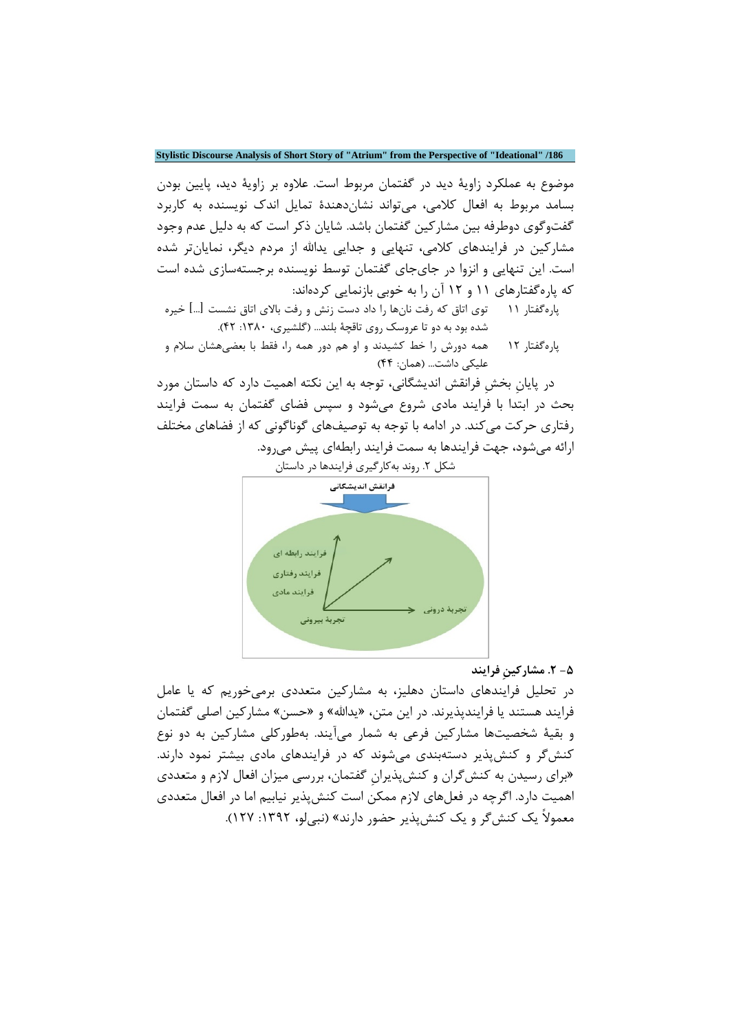موضوع به عملکرد زاویهٔ دید در گفتمان مربوط است. علاوه بر زاویهٔ دید، پایین بودن بسامد مربوط به افعال کلامی، می‌تواند نشان‌دهندهٔ تمایل اندک نویسنده به کاربرد گفت‌وگوی دوطرفه بین مشارکین گفتمان باشد. شایان ذکر است که به دلیل عدم وجود مشارکین در فرایندهای کلامی، تنهایی و جدایی یدالله از مردم دیگر، نمایان‌تر شده است. این تنهایی و انزوا در جای‌جای گفتمان توسط نویسنده برجسته‌سازی شده است که پاره‌گفتارهای ۱۱ و ۱۲ آن را به خوبی بازنمایی کرده‌اند:

پاره‌گفتار ۱۱ توی اتاق که رفت نان‌ها را داد دست زنش و رفت بالای اتاق نشست [...] خیره شده بود به دو تا عروسک روی تاقچهٔ بلند... (گلشیری، ۱۳۸۰: ۴۲).

پاره‌گفتار ۱۲ همه دورش را خط کشیدند و او هم دور همه را، فقط با بعضی‌هشان سلام و علیکی داشت... (همان: ۴۴)

در پایانِ بخشِ فرانقش اندیشگانی، توجه به این نکته اهمیت دارد که داستان مورد بحث در ابتدا با فرایند مادی شروع می‌شود و سپس فضای گفتمان به سمت فرایند رفتاری حرکت می‌کند. در ادامه با توجه به توصیف‌های گوناگونی که از فضاهای مختلف ارائه می‌شود، جهت فرایندها به سمت فرایند رابطه‌ای پیش می‌رود.

شکل ۲. روند به‌کارگیری فرایندها در داستان

فرانقش اندیشگانی
فرایند رابطه ای
فرایند رفتاری
فرایند مادی
تجربهٔ درونی
تجربهٔ بیرونی

### ۵- ۲. مشارکینِ فرایند

در تحلیل فرایندهای داستان دهلیز، به مشارکین متعددی برمی‌خوریم که یا عامل فرایند هستند یا فرایندپذیرند. در این متن، «یدالله» و «حسن» مشارکین اصلی گفتمان و بقیهٔ شخصیت‌ها مشارکین فرعی به شمار می‌آیند. به‌طورکلی مشارکین به دو نوع کنش‌گر و کنش‌پذیر دسته‌بندی می‌شوند که در فرایندهای مادی بیشتر نمود دارند. «برای رسیدن به کنش‌گران و کنش‌پذیرانِ گفتمان، بررسی میزان افعال لازم و متعدی اهمیت دارد. اگرچه در فعل‌های لازم ممکن است کنش‌پذیر نیابیم اما در افعال متعدی معمولاً یک کنش‌گر و یک کنش‌پذیر حضور دارند» (نبی‌لو، ۱۳۹۲: ۱۲۷).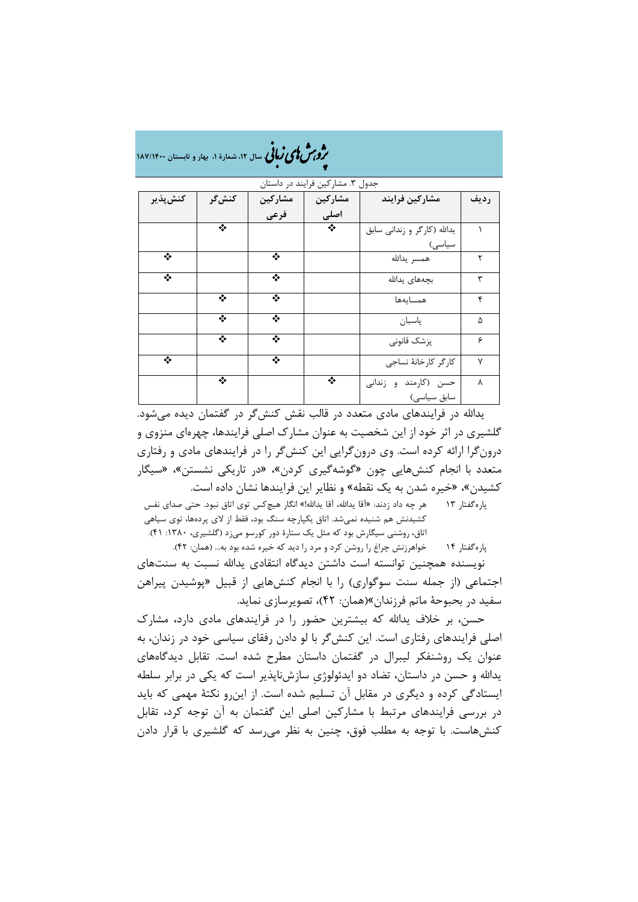جدول ۳. مشارکین فرایند در داستان

| ردیف | مشارکین فرایند | مشارکین اصلی | مشارکین فرعی | کنش‌گر | کنش‌پذیر |
|---|---|---|---|---|---|
| ۱ | یدالله (کارگر و زندانی سابق سیاسی) | ❖ | | ❖ | |
| ۲ | همسر یدالله | | ❖ | | ❖ |
| ۳ | بچه‌های یدالله | | ❖ | | ❖ |
| ۴ | همسایه‌ها | | ❖ | ❖ | |
| ۵ | پاسبان | | ❖ | ❖ | |
| ۶ | پزشک قانونی | | ❖ | ❖ | |
| ۷ | کارگر کارخانهٔ نساجی | | ❖ | | ❖ |
| ۸ | حسن (کارمند و زندانی سابق سیاسی) | ❖ | | ❖ | |

یدالله در فرایندهای مادی متعدد در قالب نقش کنش‌گر در گفتمان دیده می‌شود. گلشیری در اثر خود از این شخصیت به عنوان مشارک اصلی فرایندها، چهره‌ای منزوی و درون‌گرا ارائه کرده است. وی درون‌گرایی این کنش‌گر را در فرایندهای مادی و رفتاری متعدد با انجام کنش‌هایی چون «گوشه‌گیری کردن»، «در تاریکی نشستن»، «سیگار کشیدن»، «خیره شدن به یک نقطه» و نظایر این فرایندها نشان داده است.

پاره‌گفتار ۱۳ هر چه داد زدند: «آقا یدالله، آقا یدالله!» انگار هیچ‌کس توی اتاق نبود. حتی صدای نفس کشیدنش هم شنیده نمی‌شد. اتاق یکپارچه سنگ بود، فقط از لای پرده‌ها، توی سیاهی اتاق، روشنی سیگارش بود که مثل یک ستارهٔ دور کورسو می‌زد (گلشیری، ۱۳۸۰: ۴۱).

پاره‌گفتار ۱۴ خواهرزنش چراغ را روشن کرد و مرد را دید که خیره شده بود به... (همان: ۴۲).

نویسنده همچنین توانسته است داشتن دیدگاه انتقادی یدالله نسبت به سنت‌های اجتماعی (از جمله سنت سوگواری) را با انجام کنش‌هایی از قبیل «پوشیدن پیراهن سفید در بحبوحهٔ ماتم فرزندان»(همان: ۴۲)، تصویرسازی نماید.

حسن، بر خلاف یدالله که بیشترین حضور را در فرایندهای مادی دارد، مشارک اصلی فرایندهای رفتاری است. این کنش‌گر با لو دادن رفقای سیاسی خود در زندان، به عنوان یک روشنفکر لیبرال در گفتمان داستان مطرح شده است. تقابل دیدگاه‌های یدالله و حسن در داستان، تضاد دو ایدئولوژیِ سازش‌ناپذیر است که یکی در برابر سلطه ایستادگی کرده و دیگری در مقابل آن تسلیم شده است. از این‌رو نکتهٔ مهمی که باید در بررسی فرایندهای مرتبط با مشارکین اصلی این گفتمان به آن توجه کرد، تقابل کنش‌هاست. با توجه به مطلب فوق، چنین به نظر می‌رسد که گلشیری با قرار دادن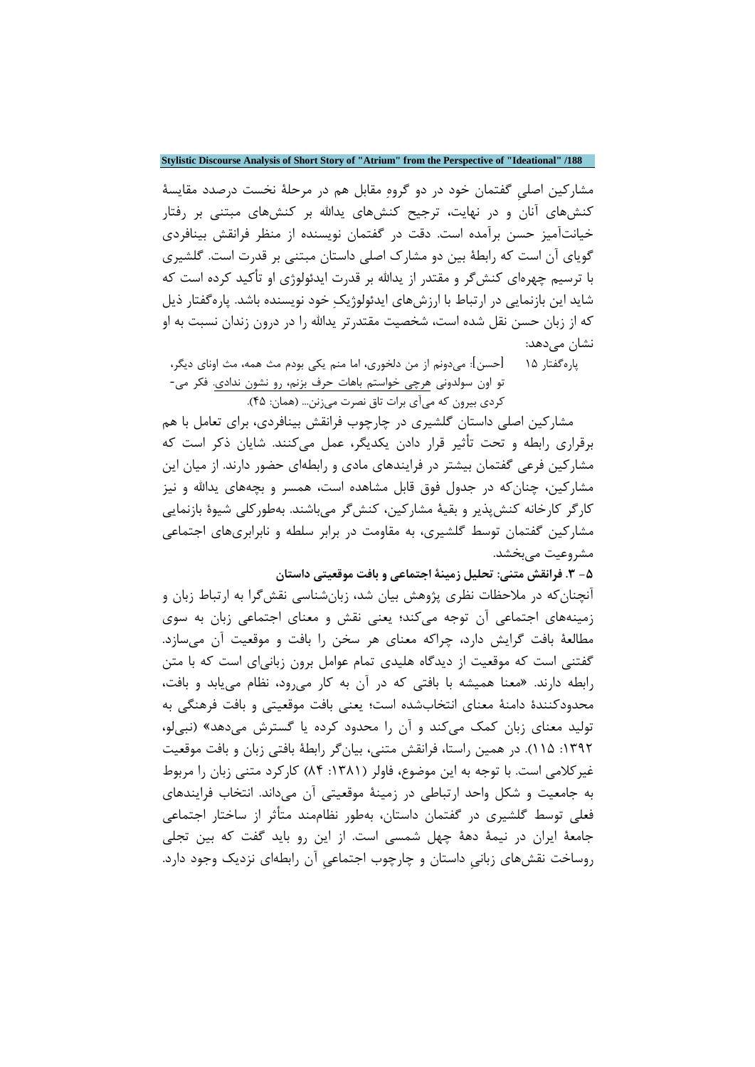مشارکین اصلیِ گفتمان خود در دو گروهِ مقابل هم در مرحلهٔ نخست درصدد مقایسهٔ کنش‌های آنان و در نهایت، ترجیح کنش‌های یدالله بر کنش‌های مبتنی بر رفتار خیانت‌آمیز حسن برآمده است. دقت در گفتمان نویسنده از منظر فرانقش بینافردی گویای آن است که رابطهٔ بین دو مشارک اصلی داستان مبتنی بر قدرت است. گلشیری با ترسیم چهره‌ای کنش‌گر و مقتدر از یدالله بر قدرت ایدئولوژی او تأکید کرده است که شاید این بازنمایی در ارتباط با ارزش‌های ایدئولوژیکِ خود نویسنده باشد. پاره‌گفتار ذیل که از زبان حسن نقل شده است، شخصیت مقتدرتر یدالله را در درون زندان نسبت به او نشان می‌دهد:

پاره‌گفتار ۱۵ [حسن]: می‌دونم از من دلخوری، اما منم یکی بودم مث همه، مث اونای دیگر، تو اون سولدونی هرچی خواستم باهات حرف بزنم، رو نشون ندادی. فکر می‌کردی بیرون که می‌آی برات تاق نصرت می‌زنن... (همان: ۴۵).

مشارکین اصلی داستان گلشیری در چارچوب فرانقش بینافردی، برای تعامل با هم برقراری رابطه و تحت تأثیر قرار دادن یکدیگر، عمل می‌کنند. شایان ذکر است که مشارکین فرعی گفتمان بیشتر در فرایندهای مادی و رابطه‌ای حضور دارند. از میان این مشارکین، چنان‌که در جدول فوق قابل مشاهده است، همسر و بچه‌های یدالله و نیز کارگر کارخانه کنش‌پذیر و بقیهٔ مشارکین، کنش‌گر می‌باشند. به‌طورکلی شیوهٔ بازنمایی مشارکین گفتمان توسط گلشیری، به مقاومت در برابر سلطه و نابرابری‌های اجتماعی مشروعیت می‌بخشد.

**۵- ۳. فرانقش متنی: تحلیل زمینهٔ اجتماعی و بافت موقعیتی داستان**

آنچنان‌که در ملاحظات نظری پژوهش بیان شد، زبان‌شناسی نقش‌گرا به ارتباط زبان و زمینه‌های اجتماعی آن توجه می‌کند؛ یعنی نقش و معنای اجتماعی زبان به سوی مطالعهٔ بافت گرایش دارد، چراکه معنای هر سخن را بافت و موقعیت آن می‌سازد. گفتنی است که موقعیت از دیدگاه هلیدی تمام عوامل برون زبانی‌ای است که با متن رابطه دارند. «معنا همیشه با بافتی که در آن به کار می‌رود، نظام می‌یابد و بافت، محدودکنندهٔ دامنهٔ معنای انتخاب‌شده است؛ یعنی بافت موقعیتی و بافت فرهنگی به تولید معنای زبان کمک می‌کند و آن را محدود کرده یا گسترش می‌دهد» (نبی‌لو، ۱۳۹۲: ۱۱۵). در همین راستا، فرانقش متنی، بیان‌گر رابطهٔ بافتی زبان و بافت موقعیت غیرکلامی است. با توجه به این موضوع، فاولر (۱۳۸۱: ۸۴) کارکرد متنی زبان را مربوط به جامعیت و شکل واحد ارتباطی در زمینهٔ موقعیتی آن می‌داند. انتخاب فرایندهای فعلی توسط گلشیری در گفتمان داستان، به‌طور نظام‌مند متأثر از ساختار اجتماعی جامعهٔ ایران در نیمهٔ دههٔ چهل شمسی است. از این رو باید گفت که بین تجلی روساخت نقش‌های زبانیِ داستان و چارچوب اجتماعیِ آن رابطه‌ای نزدیک وجود دارد.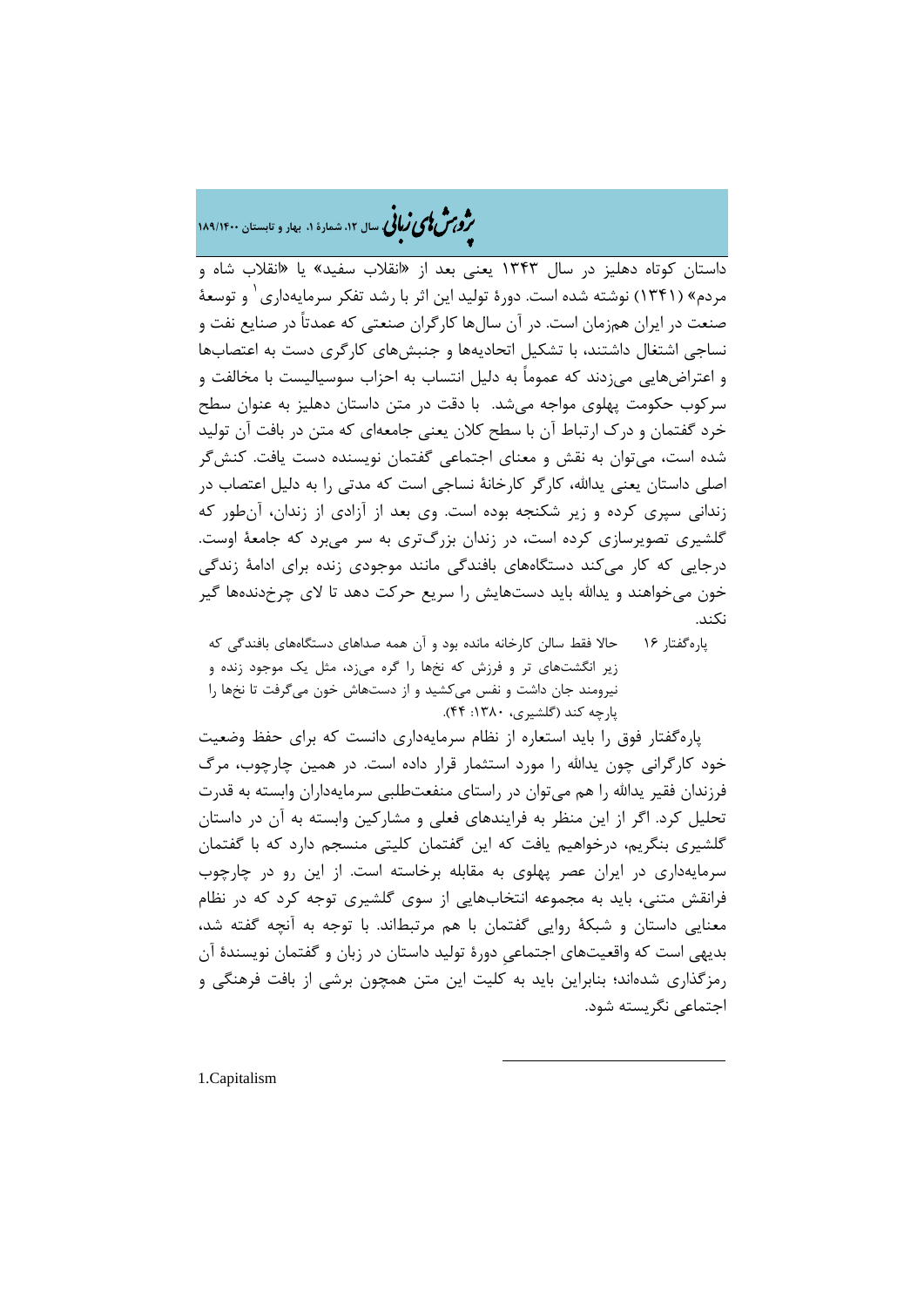داستان کوتاه دهلیز در سال ۱۳۴۳ یعنی بعد از «انقلاب سفید» یا «انقلاب شاه و مردم» (۱۳۴۱) نوشته شده است. دورهٔ تولید این اثر با رشد تفکر سرمایه‌داری[1] و توسعهٔ صنعت در ایران هم‌زمان است. در آن سال‌ها کارگران صنعتی که عمدتاً در صنایع نفت و نساجی اشتغال داشتند، با تشکیل اتحادیه‌ها و جنبش‌های کارگری دست به اعتصاب‌ها و اعتراض‌هایی می‌زدند که عموماً به دلیل انتساب به احزاب سوسیالیست با مخالفت و سرکوب حکومت پهلوی مواجه می‌شد. با دقت در متن داستان دهلیز به عنوان سطح خرد گفتمان و درک ارتباط آن با سطح کلان یعنی جامعه‌ای که متن در بافت آن تولید شده است، می‌توان به نقش و معنای اجتماعی گفتمان نویسنده دست یافت. کنش‌گر اصلی داستان یعنی یدالله، کارگر کارخانهٔ نساجی است که مدتی را به دلیل اعتصاب در زندانی سپری کرده و زیر شکنجه بوده است. وی بعد از آزادی از زندان، آن‌طور که گلشیری تصویرسازی کرده است، در زندان بزرگ‌تری به سر می‌برد که جامعهٔ اوست. درجایی که کار می‌کند دستگاه‌های بافندگی مانند موجودی زنده برای ادامهٔ زندگی خون می‌خواهند و یدالله باید دست‌هایش را سریع حرکت دهد تا لای چرخ‌دنده‌ها گیر نکند.

پاره‌گفتار ۱۶ حالا فقط سالن کارخانه مانده بود و آن همه صداهای دستگاه‌های بافندگی که زیر انگشت‌های تر و فرزش که نخ‌ها را گره می‌زد، مثل یک موجود زنده و نیرومند جان داشت و نفس می‌کشید و از دست‌هاش خون می‌گرفت تا نخ‌ها را پارچه کند (گلشیری، ۱۳۸۰: ۴۴).

پاره‌گفتار فوق را باید استعاره از نظام سرمایه‌داری دانست که برای حفظ وضعیت خود کارگرانی چون یدالله را مورد استثمار قرار داده است. در همین چارچوب، مرگ فرزندان فقیر یدالله را هم می‌توان در راستای منفعت‌طلبی سرمایه‌داران وابسته به قدرت تحلیل کرد. اگر از این منظر به فرایندهای فعلی و مشارکین وابسته به آن در داستان گلشیری بنگریم، درخواهیم یافت که این گفتمان کلیتی منسجم دارد که با گفتمان سرمایه‌داری در ایران عصر پهلوی به مقابله برخاسته است. از این رو در چارچوب فرانقش متنی، باید به مجموعه انتخاب‌هایی از سوی گلشیری توجه کرد که در نظام معنایی داستان و شبکهٔ روایی گفتمان با هم مرتبط‌اند. با توجه به آنچه گفته شد، بدیهی است که واقعیت‌های اجتماعیِ دورهٔ تولید داستان در زبان و گفتمان نویسندهٔ آن رمزگذاری شده‌اند؛ بنابراین باید به کلیت این متن همچون برشی از بافت فرهنگی و اجتماعی نگریسته شود.

---

1.Capitalism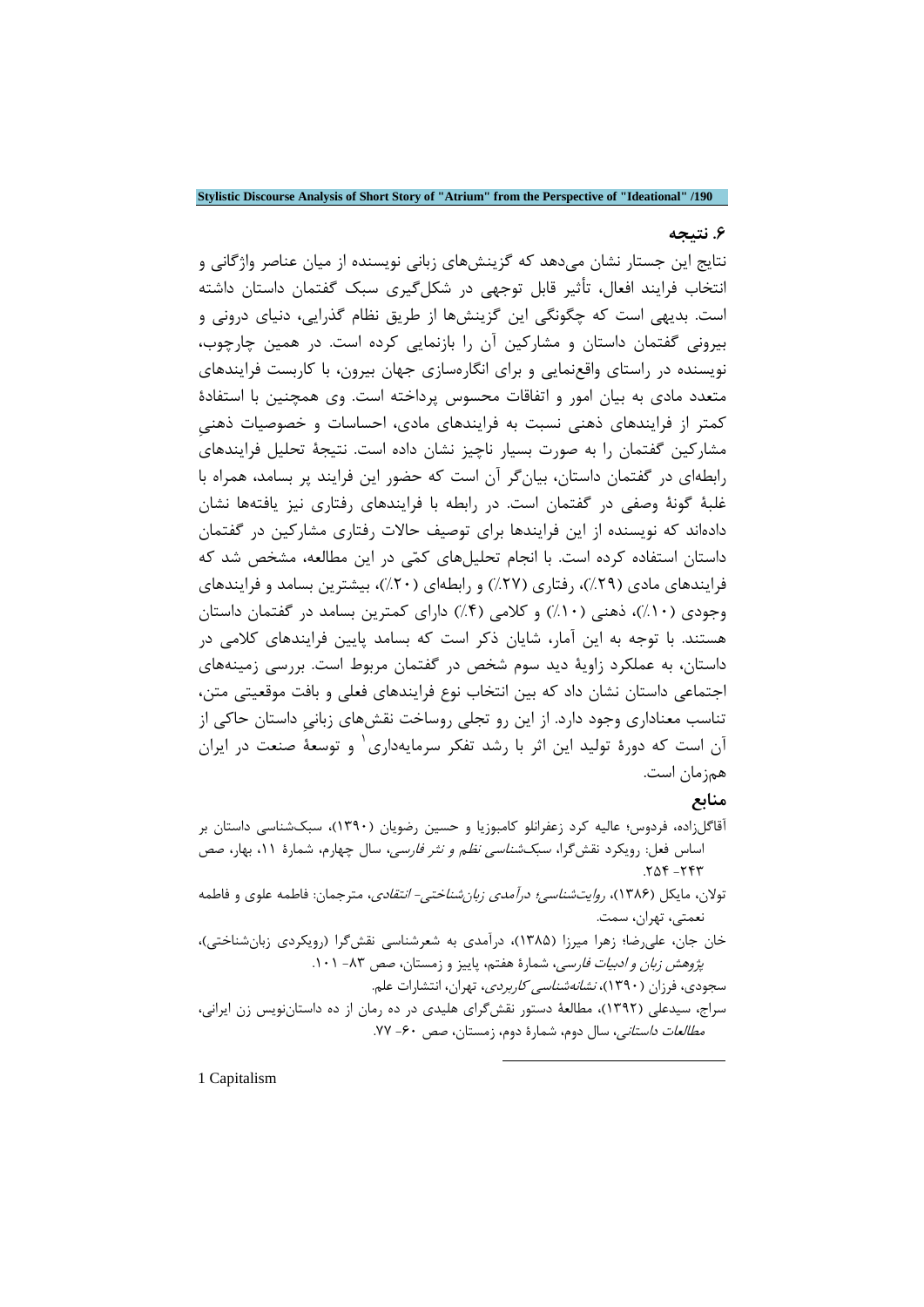## ۶. نتیجه

نتایج این جستار نشان می‌دهد که گزینش‌های زبانی نویسنده از میان عناصر واژگانی و انتخاب فرایند افعال، تأثیر قابل توجهی در شکل‌گیری سبک گفتمان داستان داشته است. بدیهی است که چگونگی این گزینش‌ها از طریق نظام گذرایی، دنیای درونی و بیرونی گفتمان داستان و مشارکین آن را بازنمایی کرده است. در همین چارچوب، نویسنده در راستای واقع‌نمایی و برای انگاره‌سازی جهان بیرون، با کاربست فرایندهای متعدد مادی به بیان امور و اتفاقات محسوس پرداخته است. وی همچنین با استفادهٔ کمتر از فرایندهای ذهنی نسبت به فرایندهای مادی، احساسات و خصوصیات ذهنیِ مشارکین گفتمان را به صورت بسیار ناچیز نشان داده است. نتیجهٔ تحلیل فرایندهای رابطه‌ای در گفتمان داستان، بیان‌گر آن است که حضور این فرایند پر بسامد، همراه با غلبهٔ گونهٔ وصفی در گفتمان است. در رابطه با فرایندهای رفتاری نیز یافته‌ها نشان داده‌اند که نویسنده از این فرایندها برای توصیف حالات رفتاری مشارکین در گفتمان داستان استفاده کرده است. با انجام تحلیل‌های کمّی در این مطالعه، مشخص شد که فرایندهای مادی (۲۹٪)، رفتاری (۲۷٪) و رابطه‌ای (۲۰٪)، بیشترین بسامد و فرایندهای وجودی (۱۰٪)، ذهنی (۱۰٪) و کلامی (۴٪) دارای کمترین بسامد در گفتمان داستان هستند. با توجه به این آمار، شایان ذکر است که بسامد پایین فرایندهای کلامی در داستان، به عملکرد زاویهٔ دید سوم شخص در گفتمان مربوط است. بررسی زمینه‌های اجتماعی داستان نشان داد که بین انتخاب نوع فرایندهای فعلی و بافت موقعیتی متن، تناسب معناداری وجود دارد. از این رو تجلی روساخت نقش‌های زبانیِ داستان حاکی از آن است که دورهٔ تولید این اثر با رشد تفکر سرمایه‌داری[1] و توسعهٔ صنعت در ایران هم‌زمان است.

## منابع

آقاگل‌زاده، فردوس؛ عالیه کرد زعفرانلو کامبوزیا و حسین رضویان (۱۳۹۰)، سبک‌شناسی داستان بر اساس فعل: رویکرد نقش‌گرا، *سبک‌شناسی نظم و نثر فارسی*، سال چهارم، شمارهٔ ۱۱، بهار، صص ۲۴۳- ۲۵۴.

تولان، مایکل (۱۳۸۶)، *روایت‌شناسی؛ درآمدی زبان‌شناختی- انتقادی*، مترجمان: فاطمه علوی و فاطمه نعمتی، تهران، سمت.

خان جان، علی‌رضا؛ زهرا میرزا (۱۳۸۵)، درآمدی به شعرشناسی نقش‌گرا (رویکردی زبان‌شناختی)، *پژوهش زبان و ادبیات فارسی*، شمارهٔ هفتم، پاییز و زمستان، صص ۸۳- ۱۰۱.

سجودی، فرزان (۱۳۹۰)، *نشانه‌شناسی کاربردی*، تهران، انتشارات علم.

سراج، سیدعلی (۱۳۹۲)، مطالعهٔ دستور نقش‌گرای هلیدی در ده رمان از ده داستان‌نویس زن ایرانی، *مطالعات داستانی*، سال دوم، شمارهٔ دوم، زمستان، صص ۶۰- ۷۷.

---

1 Capitalism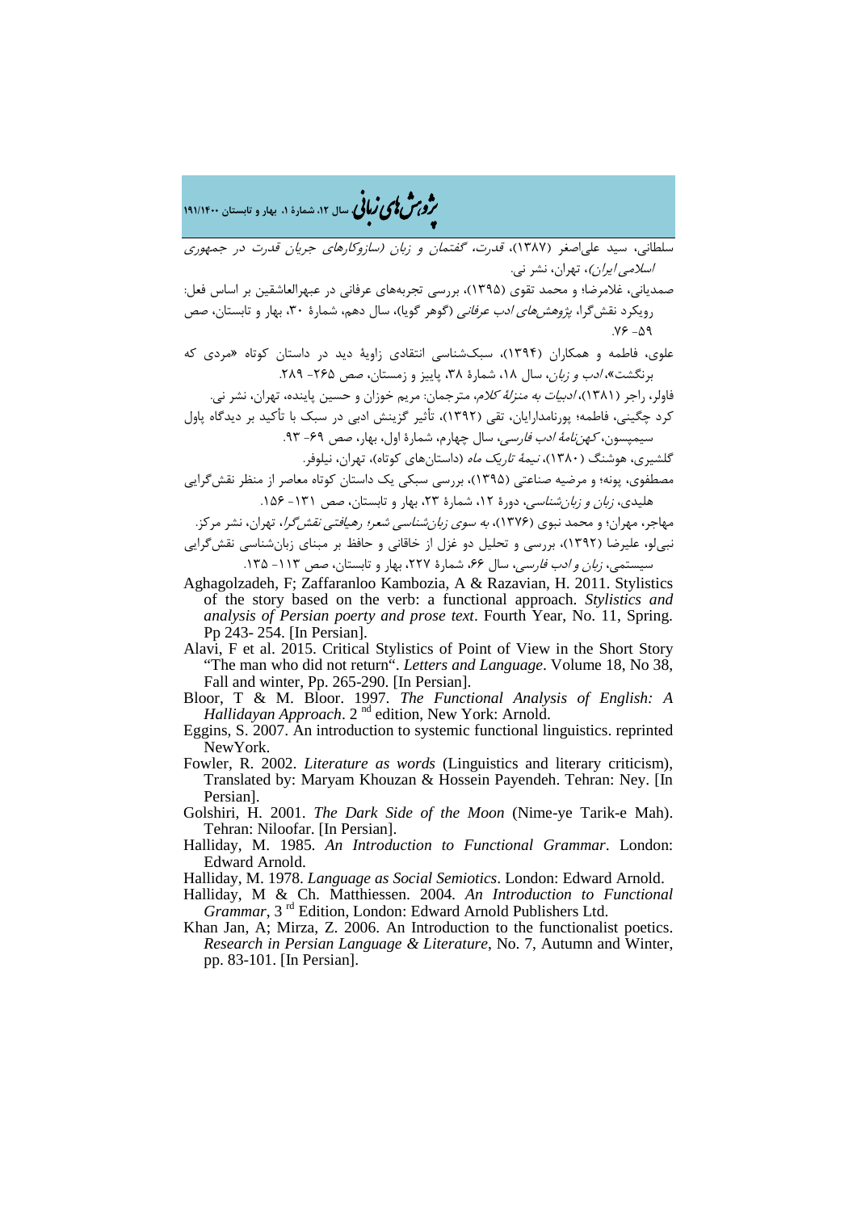سلطانی، سید علی‌اصغر (۱۳۸۷)، *قدرت، گفتمان و زبان (سازوکارهای جریان قدرت در جمهوری اسلامی ایران)*، تهران، نشر نی.

صمدیانی، غلامرضا؛ و محمد تقوی (۱۳۹۵)، بررسی تجربه‌های عرفانی در عبهرالعاشقین بر اساس فعل: رویکرد نقش‌گرا، *پژوهش‌های ادب عرفانی* (گوهر گویا)، سال دهم، شمارهٔ ۳۰، بهار و تابستان، صص ۵۹- ۷۶.

علوی، فاطمه و همکاران (۱۳۹۴)، سبک‌شناسی انتقادی زاویهٔ دید در داستان کوتاه «مردی که برنگشت»، *ادب و زبان*، سال ۱۸، شمارهٔ ۳۸، پاییز و زمستان، صص ۲۶۵- ۲۸۹.

فاولر، راجر (۱۳۸۱)، *ادبیات به منزلهٔ کلام*، مترجمان: مریم خوزان و حسین پاینده، تهران، نشر نی.

کرد چگینی، فاطمه؛ پورنامداریان، تقی (۱۳۹۲)، تأثیر گزینش ادبی در سبک با تأکید بر دیدگاه پاول سیمپسون، *کهن‌نامهٔ ادب فارسی*، سال چهارم، شمارهٔ اول، بهار، صص ۶۹- ۹۳.

گلشیری، هوشنگ (۱۳۸۰)، *نیمهٔ تاریک ماه* (داستان‌های کوتاه)، تهران، نیلوفر.

مصطفوی، پونه؛ و مرضیه صناعتی (۱۳۹۵)، بررسی سبکی یک داستان کوتاه معاصر از منظر نقش‌گرایی هلیدی، *زبان و زبان‌شناسی*، دورهٔ ۱۲، شمارهٔ ۲۳، بهار و تابستان، صص ۱۳۱- ۱۵۶.

مهاجر، مهران؛ و محمد نبوی (۱۳۷۶)، *به سوی زبان‌شناسی شعر؛ رهیافتی نقش‌گرا*، تهران، نشر مرکز.

نبی‌لو، علیرضا (۱۳۹۲)، بررسی و تحلیل دو غزل از خاقانی و حافظ بر مبنای زبان‌شناسی نقش‌گرایی سیستمی، *زبان و ادب فارسی*، سال ۶۶، شمارهٔ ۲۲۷، بهار و تابستان، صص ۱۱۳- ۱۳۵.

Aghagolzadeh, F; Zaffaranloo Kambozia, A & Razavian, H. 2011. Stylistics of the story based on the verb: a functional approach. *Stylistics and analysis of Persian poerty and prose text*. Fourth Year, No. 11, Spring. Pp 243- 254. [In Persian].

Alavi, F et al. 2015. Critical Stylistics of Point of View in the Short Story "The man who did not return". *Letters and Language*. Volume 18, No 38, Fall and winter, Pp. 265-290. [In Persian].

Bloor, T & M. Bloor. 1997. *The Functional Analysis of English: A Hallidayan Approach*. 2nd edition, New York: Arnold.

Eggins, S. 2007. An introduction to systemic functional linguistics. reprinted NewYork.

Fowler, R. 2002. *Literature as words* (Linguistics and literary criticism), Translated by: Maryam Khouzan & Hossein Payendeh. Tehran: Ney. [In Persian].

Golshiri, H. 2001. *The Dark Side of the Moon* (Nime-ye Tarik-e Mah). Tehran: Niloofar. [In Persian].

Halliday, M. 1985. *An Introduction to Functional Grammar*. London: Edward Arnold.

Halliday, M. 1978. *Language as Social Semiotics*. London: Edward Arnold.

Halliday, M & Ch. Matthiessen. 2004. *An Introduction to Functional Grammar*, 3rd Edition, London: Edward Arnold Publishers Ltd.

Khan Jan, A; Mirza, Z. 2006. An Introduction to the functionalist poetics. *Research in Persian Language & Literature*, No. 7, Autumn and Winter, pp. 83-101. [In Persian].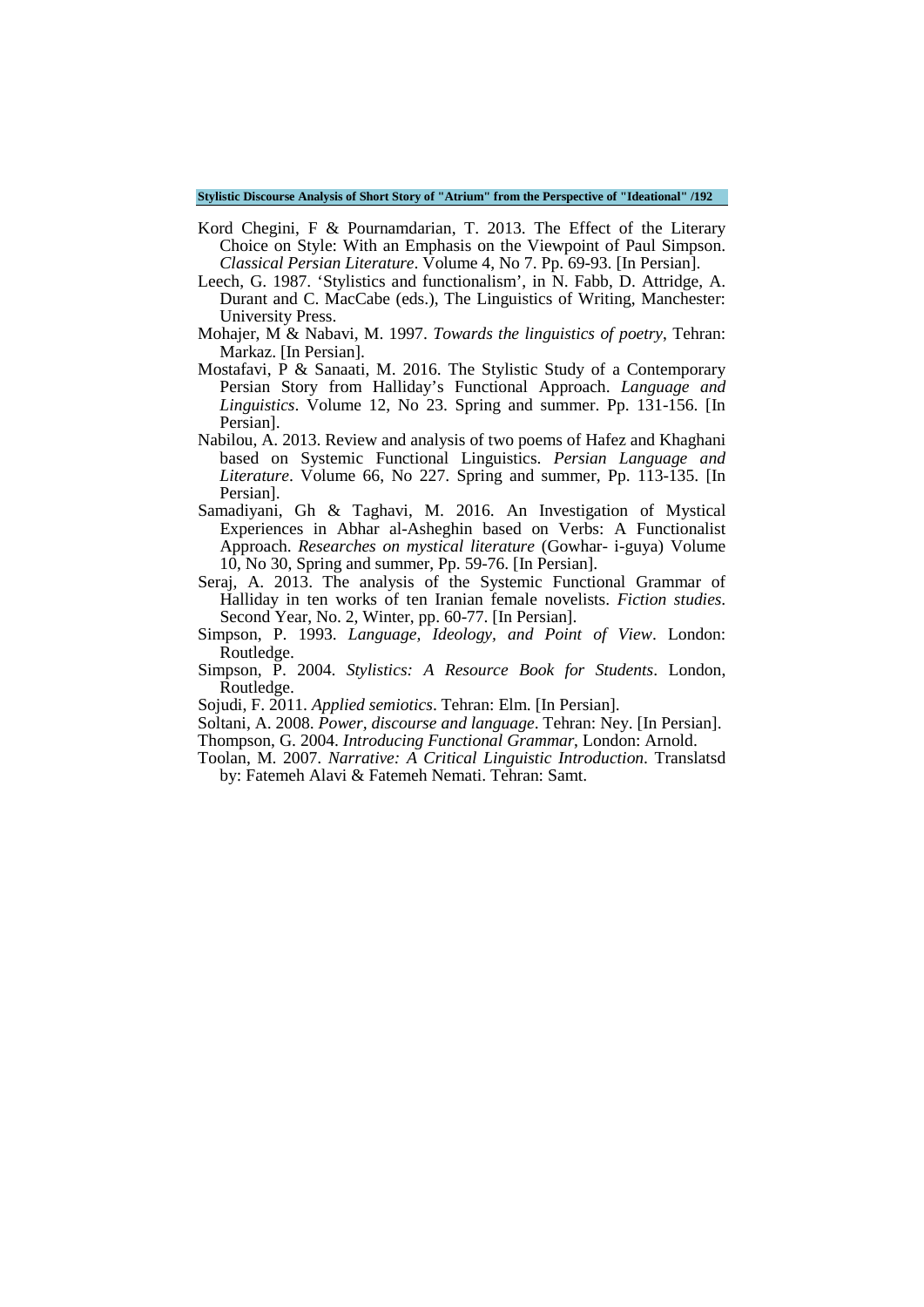Kord Chegini, F & Pournamdarian, T. 2013. The Effect of the Literary Choice on Style: With an Emphasis on the Viewpoint of Paul Simpson. *Classical Persian Literature*. Volume 4, No 7. Pp. 69-93. [In Persian].

Leech, G. 1987. 'Stylistics and functionalism', in N. Fabb, D. Attridge, A. Durant and C. MacCabe (eds.), The Linguistics of Writing, Manchester: University Press.

Mohajer, M & Nabavi, M. 1997. *Towards the linguistics of poetry*, Tehran: Markaz. [In Persian].

Mostafavi, P & Sanaati, M. 2016. The Stylistic Study of a Contemporary Persian Story from Halliday's Functional Approach. *Language and Linguistics*. Volume 12, No 23. Spring and summer. Pp. 131-156. [In Persian].

Nabilou, A. 2013. Review and analysis of two poems of Hafez and Khaghani based on Systemic Functional Linguistics. *Persian Language and Literature*. Volume 66, No 227. Spring and summer, Pp. 113-135. [In Persian].

Samadiyani, Gh & Taghavi, M. 2016. An Investigation of Mystical Experiences in Abhar al-Asheghin based on Verbs: A Functionalist Approach. *Researches on mystical literature* (Gowhar- i-guya) Volume 10, No 30, Spring and summer, Pp. 59-76. [In Persian].

Seraj, A. 2013. The analysis of the Systemic Functional Grammar of Halliday in ten works of ten Iranian female novelists. *Fiction studies*. Second Year, No. 2, Winter, pp. 60-77. [In Persian].

Simpson, P. 1993. *Language, Ideology, and Point of View*. London: Routledge.

Simpson, P. 2004. *Stylistics: A Resource Book for Students*. London, Routledge.

Sojudi, F. 2011. *Applied semiotics*. Tehran: Elm. [In Persian].

Soltani, A. 2008. *Power, discourse and language*. Tehran: Ney. [In Persian].

Thompson, G. 2004. *Introducing Functional Grammar*, London: Arnold.

Toolan, M. 2007. *Narrative: A Critical Linguistic Introduction*. Translatsd by: Fatemeh Alavi & Fatemeh Nemati. Tehran: Samt.